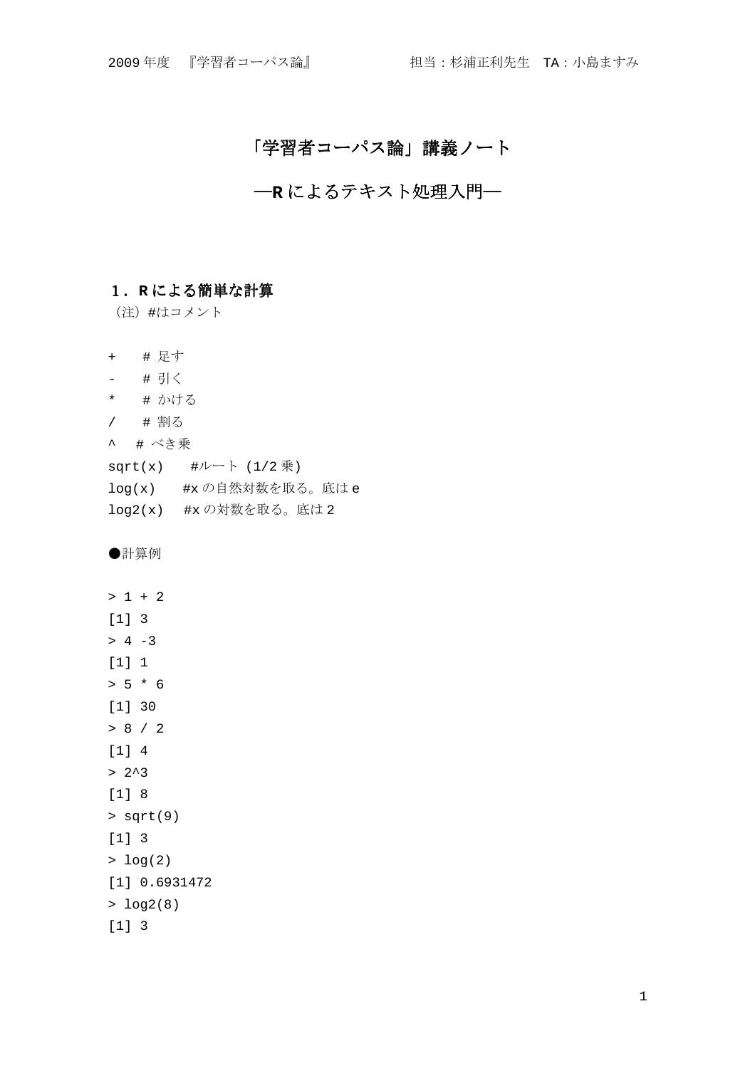# 「学習者コーパス論」講義ノート

## ―R によるテキスト処理入門―

### 1．R による簡単な計算

（注）#はコメント

```
+     # 足す
-     # 引く
*     # かける
/     # 割る
^   # べき乗
sqrt(x)     #ルート (1/2 乗)
log(x)     #x の自然対数を取る。底は e
log2(x)   #x の対数を取る。底は 2
```

●計算例

```
> 1 + 2
[1] 3
> 4 -3
[1] 1
> 5 * 6
[1] 30
> 8 / 2
[1] 4
> 2^3
[1] 8
> sqrt(9)
[1] 3
> log(2)
[1] 0.6931472
> log2(8)
[1] 3
```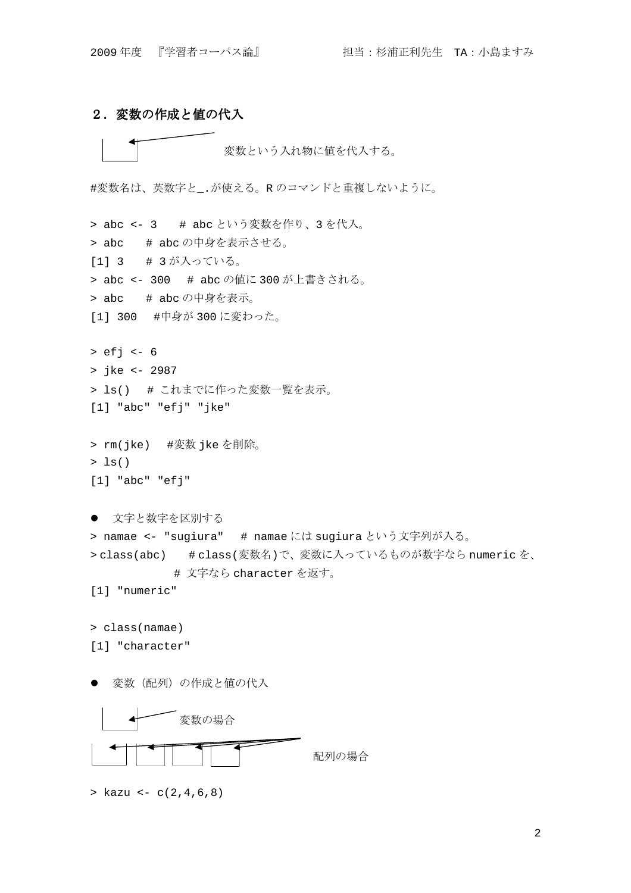## ２．変数の作成と値の代入

変数という入れ物に値を代入する。

#変数名は、英数字と_.が使える。R のコマンドと重複しないように。

```
> abc <- 3    # abc という変数を作り、3 を代入。
> abc    # abc の中身を表示させる。
[1] 3    # 3 が入っている。
> abc <- 300   # abc の値に 300 が上書きされる。
> abc    # abc の中身を表示。
[1] 300   #中身が 300 に変わった。

> efj <- 6
> jke <- 2987
> ls()   # これまでに作った変数一覧を表示。
[1] "abc" "efj" "jke"

> rm(jke)   #変数 jke を削除。
> ls()
[1] "abc" "efj"
```

- 文字と数字を区別する

```
> namae <- "sugiura"   # namae には sugiura という文字列が入る。
> class(abc)    # class(変数名)で、変数に入っているものが数字なら numeric を、
             # 文字なら character を返す。
[1] "numeric"

> class(namae)
[1] "character"
```

- 変数（配列）の作成と値の代入

変数の場合

配列の場合

```
> kazu <- c(2,4,6,8)
```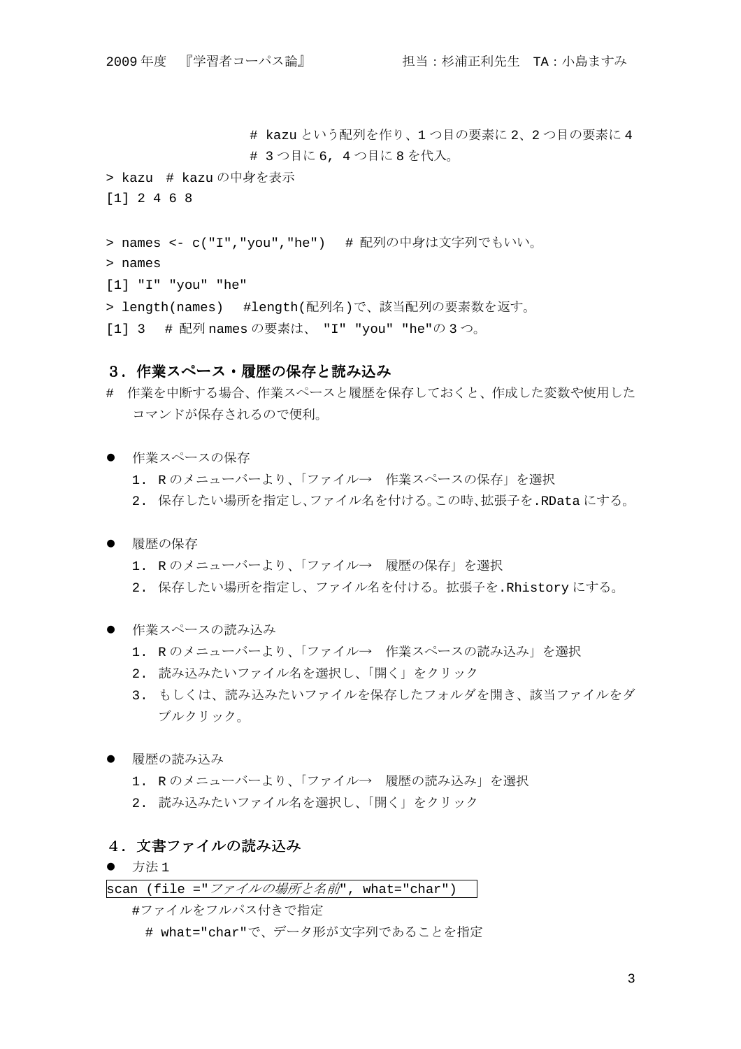```
                # kazu という配列を作り、1 つ目の要素に 2、2 つ目の要素に 4
                # 3 つ目に 6, 4 つ目に 8 を代入。
> kazu  # kazu の中身を表示
[1] 2 4 6 8

> names <- c("I","you","he")   # 配列の中身は文字列でもいい。
> names
[1] "I" "you" "he"
> length(names)   #length(配列名)で、該当配列の要素数を返す。
[1] 3   # 配列 names の要素は、 "I" "you" "he"の 3 つ。
```

## 3．作業スペース・履歴の保存と読み込み

# 作業を中断する場合、作業スペースと履歴を保存しておくと、作成した変数や使用したコマンドが保存されるので便利。

- 作業スペースの保存
  1. R のメニューバーより、「ファイル→　作業スペースの保存」を選択
  2. 保存したい場所を指定し、ファイル名を付ける。この時、拡張子を.RData にする。

- 履歴の保存
  1. R のメニューバーより、「ファイル→　履歴の保存」を選択
  2. 保存したい場所を指定し、ファイル名を付ける。拡張子を.Rhistory にする。

- 作業スペースの読み込み
  1. R のメニューバーより、「ファイル→　作業スペースの読み込み」を選択
  2. 読み込みたいファイル名を選択し、「開く」をクリック
  3. もしくは、読み込みたいファイルを保存したフォルダを開き、該当ファイルをダブルクリック。

- 履歴の読み込み
  1. R のメニューバーより、「ファイル→　履歴の読み込み」を選択
  2. 読み込みたいファイル名を選択し、「開く」をクリック

## 4．文書ファイルの読み込み

- 方法１

```
scan (file ="ファイルの場所と名前", what="char")
```

#ファイルをフルパス付きで指定

# what="char"で、データ形が文字列であることを指定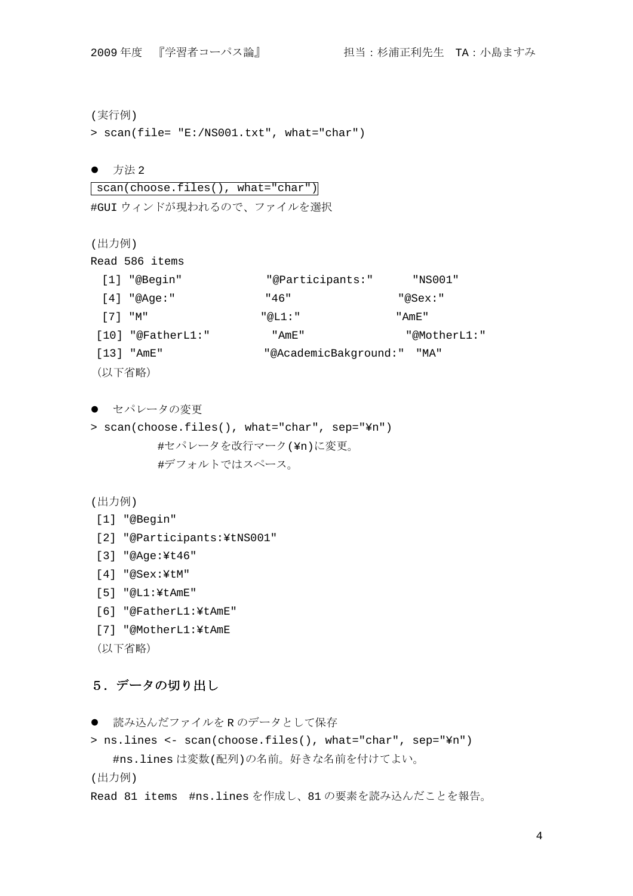(実行例)

```
> scan(file= "E:/NS001.txt", what="char")
```

- 方法 2

```
scan(choose.files(), what="char")
```

#GUI ウィンドが現われるので、ファイルを選択

(出力例)

```
Read 586 items
 [1] "@Begin"            "@Participants:"      "NS001"
 [4] "@Age:"             "46"                 "@Sex:"
 [7] "M"                 "@L1:"               "AmE"
[10] "@FatherL1:"         "AmE"                "@MotherL1:"
[13] "AmE"               "@AcademicBakground:"  "MA"
```

（以下省略）

- セパレータの変更

```
> scan(choose.files(), what="char", sep="¥n")
```

#セパレータを改行マーク(¥n)に変更。
#デフォルトではスペース。

(出力例)

```
[1] "@Begin"
[2] "@Participants:¥tNS001"
[3] "@Age:¥t46"
[4] "@Sex:¥tM"
[5] "@L1:¥tAmE"
[6] "@FatherL1:¥tAmE"
[7] "@MotherL1:¥tAmE
```

（以下省略）

## 5．データの切り出し

- 読み込んだファイルを R のデータとして保存

```
> ns.lines <- scan(choose.files(), what="char", sep="¥n")
```

#ns.lines は変数(配列)の名前。好きな名前を付けてよい。

(出力例)

Read 81 items #ns.lines を作成し、81 の要素を読み込んだことを報告。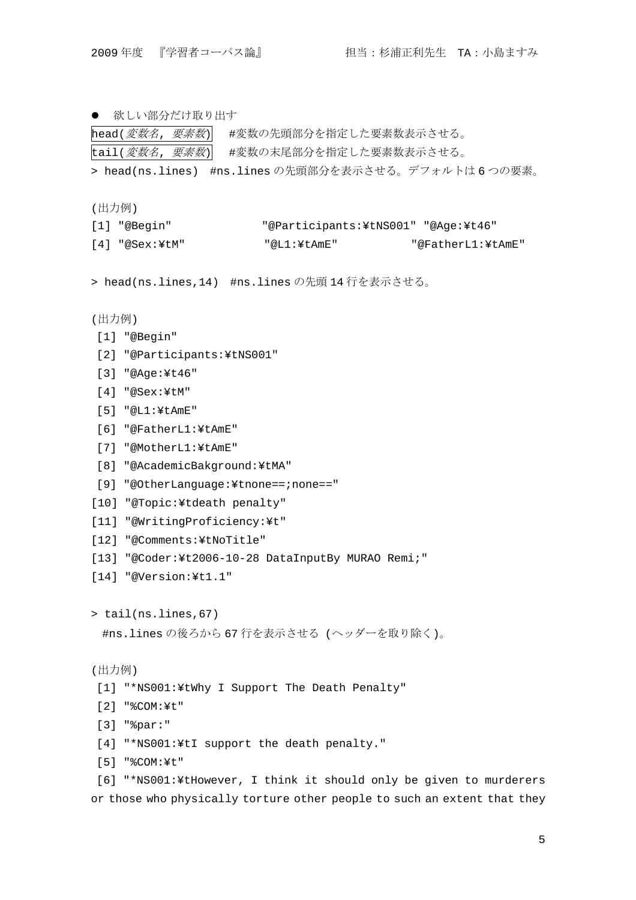- 欲しい部分だけ取り出す

`head(変数名, 要素数)`　#変数の先頭部分を指定した要素数表示させる。

`tail(変数名, 要素数)`　#変数の末尾部分を指定した要素数表示させる。

```
> head(ns.lines)  #ns.lines の先頭部分を表示させる。デフォルトは 6 つの要素。
```

(出力例)

```
[1] "@Begin"              "@Participants:¥tNS001" "@Age:¥t46"
[4] "@Sex:¥tM"            "@L1:¥tAmE"            "@FatherL1:¥tAmE"
```

```
> head(ns.lines,14)  #ns.lines の先頭 14 行を表示させる。
```

(出力例)

```
 [1] "@Begin"
 [2] "@Participants:¥tNS001"
 [3] "@Age:¥t46"
 [4] "@Sex:¥tM"
 [5] "@L1:¥tAmE"
 [6] "@FatherL1:¥tAmE"
 [7] "@MotherL1:¥tAmE"
 [8] "@AcademicBakground:¥tMA"
 [9] "@OtherLanguage:¥tnone==;none=="
[10] "@Topic:¥tdeath penalty"
[11] "@WritingProficiency:¥t"
[12] "@Comments:¥tNoTitle"
[13] "@Coder:¥t2006-10-28 DataInputBy MURAO Remi;"
[14] "@Version:¥t1.1"
```

```
> tail(ns.lines,67)
  #ns.lines の後ろから 67 行を表示させる (ヘッダーを取り除く)。
```

(出力例)

```
 [1] "*NS001:¥tWhy I Support The Death Penalty"
 [2] "%COM:¥t"
 [3] "%par:"
 [4] "*NS001:¥tI support the death penalty."
 [5] "%COM:¥t"
 [6] "*NS001:¥tHowever, I think it should only be given to murderers
or those who physically torture other people to such an extent that they
```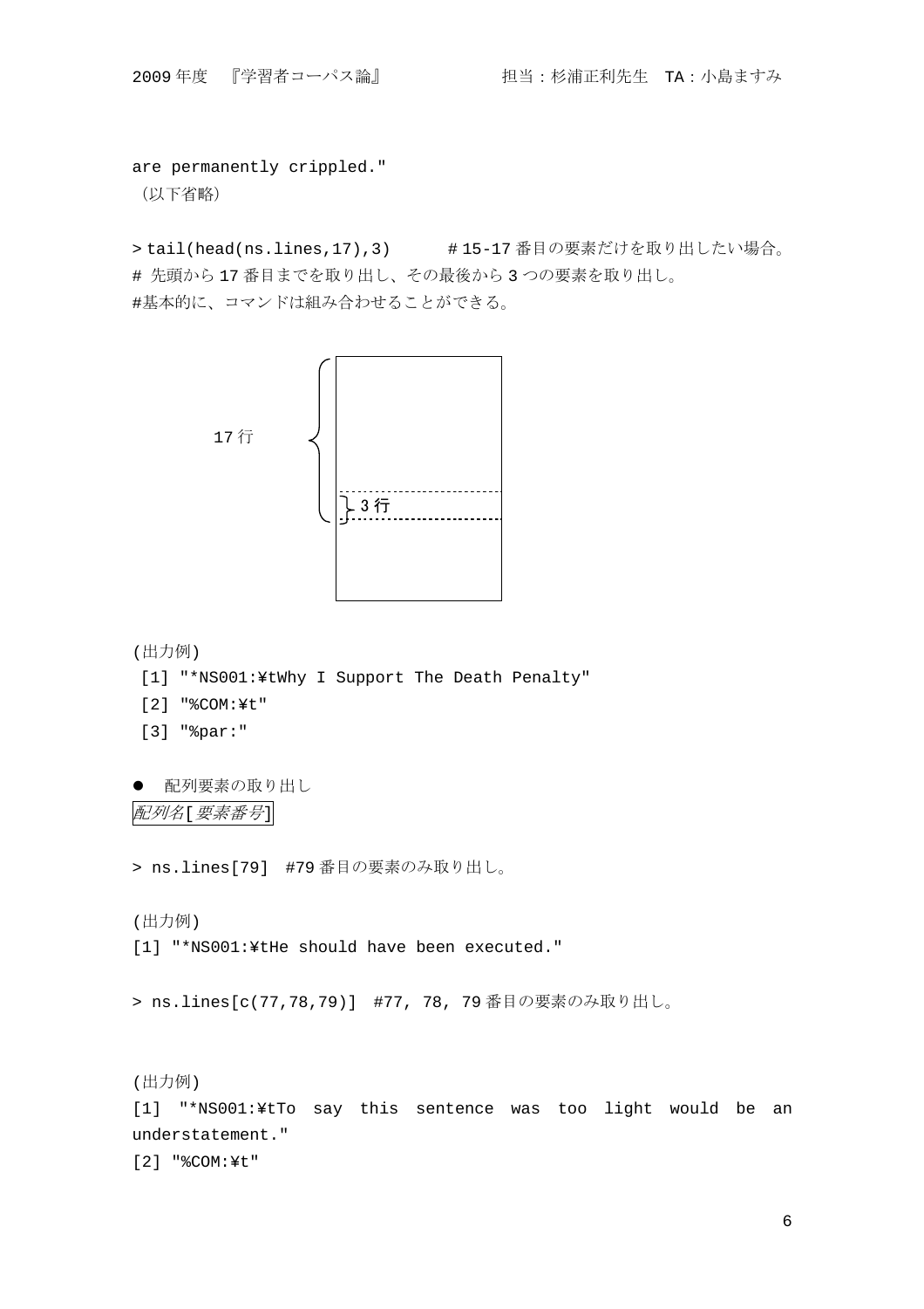```
are permanently crippled."
```
（以下省略）

```
> tail(head(ns.lines,17),3)       # 15-17 番目の要素だけを取り出したい場合。
# 先頭から 17 番目までを取り出し、その最後から 3 つの要素を取り出し。
#基本的に、コマンドは組み合わせることができる。
```

17 行

3 行

(出力例)

```
 [1] "*NS001:¥tWhy I Support The Death Penalty"
 [2] "%COM:¥t"
 [3] "%par:"
```

- 配列要素の取り出し

*配列名*[*要素番号*]

```
> ns.lines[79]  #79 番目の要素のみ取り出し。
```

(出力例)

```
[1] "*NS001:¥tHe should have been executed."
```

```
> ns.lines[c(77,78,79)]  #77, 78, 79 番目の要素のみ取り出し。
```

(出力例)

```
[1] "*NS001:¥tTo say this sentence was too light would be an understatement."
[2] "%COM:¥t"
```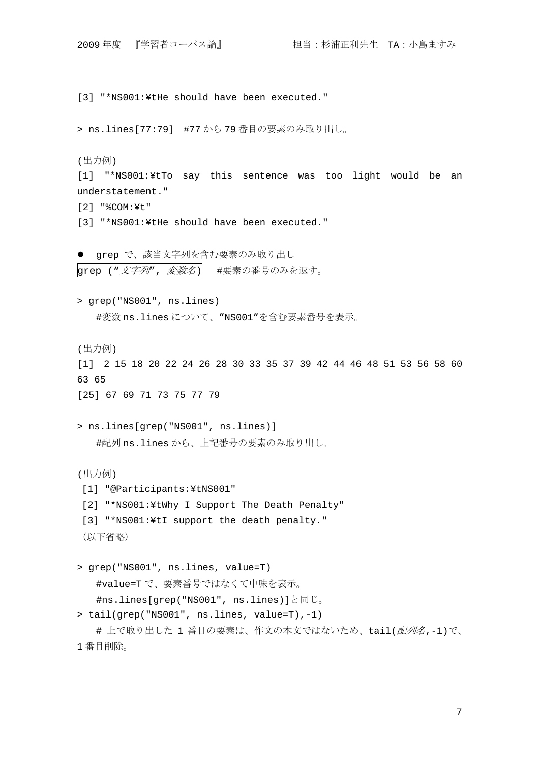[3] "*NS001:¥tHe should have been executed."

> ns.lines[77:79]  #77 から 79 番目の要素のみ取り出し。

(出力例)

[1] "*NS001:¥tTo say this sentence was too light would be an understatement."

[2] "%COM:¥t"

[3] "*NS001:¥tHe should have been executed."

- grep で、該当文字列を含む要素のみ取り出し

grep (“*文字列*”, *変数名*)  #要素の番号のみを返す。

> grep("NS001", ns.lines)

#変数 ns.lines について、”NS001”を含む要素番号を表示。

(出力例)

[1]  2 15 18 20 22 24 26 28 30 33 35 37 39 42 44 46 48 51 53 56 58 60 63 65

[25] 67 69 71 73 75 77 79

> ns.lines[grep("NS001", ns.lines)]

#配列 ns.lines から、上記番号の要素のみ取り出し。

(出力例)

[1] "@Participants:¥tNS001"

[2] "*NS001:¥tWhy I Support The Death Penalty"

[3] "*NS001:¥tI support the death penalty."

（以下省略）

> grep("NS001", ns.lines, value=T)

#value=T で、要素番号ではなくて中味を表示。

#ns.lines[grep("NS001", ns.lines)]と同じ。

> tail(grep("NS001", ns.lines, value=T),-1)

# 上で取り出した 1 番目の要素は、作文の本文ではないため、tail(*配列名*,-1)で、1 番目削除。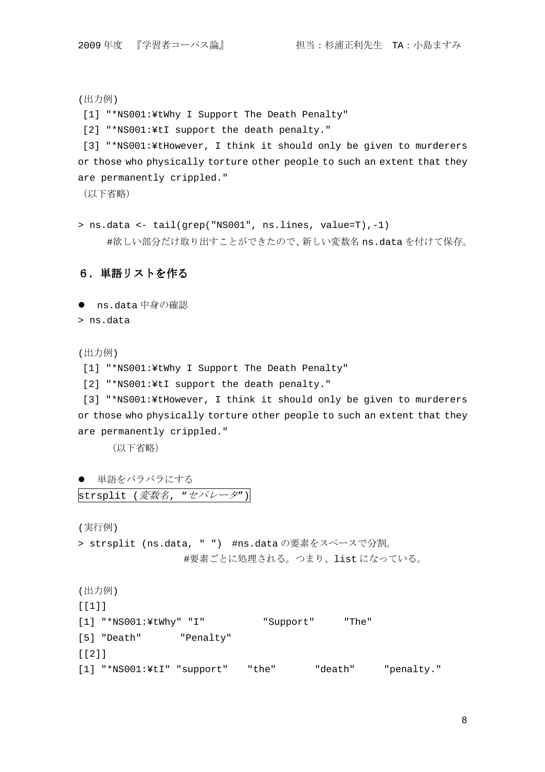(出力例)

```
 [1] "*NS001:¥tWhy I Support The Death Penalty"
 [2] "*NS001:¥tI support the death penalty."
 [3] "*NS001:¥tHowever, I think it should only be given to murderers or those who physically torture other people to such an extent that they are permanently crippled."
```

（以下省略）

```
> ns.data <- tail(grep("NS001", ns.lines, value=T),-1)
```

#欲しい部分だけ取り出すことができたので、新しい変数名 ns.data を付けて保存。

## ６．単語リストを作る

- ns.data 中身の確認

```
> ns.data
```

(出力例)

```
 [1] "*NS001:¥tWhy I Support The Death Penalty"
 [2] "*NS001:¥tI support the death penalty."
 [3] "*NS001:¥tHowever, I think it should only be given to murderers or those who physically torture other people to such an extent that they are permanently crippled."
```

（以下省略）

- 単語をバラバラにする

strsplit (*変数名*, *"セパレータ"*)

(実行例)

```
> strsplit (ns.data, " ")  #ns.data の要素をスペースで分割。
                           #要素ごとに処理される。つまり、list になっている。
```

(出力例)

```
[[1]]
[1] "*NS001:¥tWhy" "I"          "Support"     "The"
[5] "Death"       "Penalty"
[[2]]
[1] "*NS001:¥tI" "support"   "the"       "death"     "penalty."
```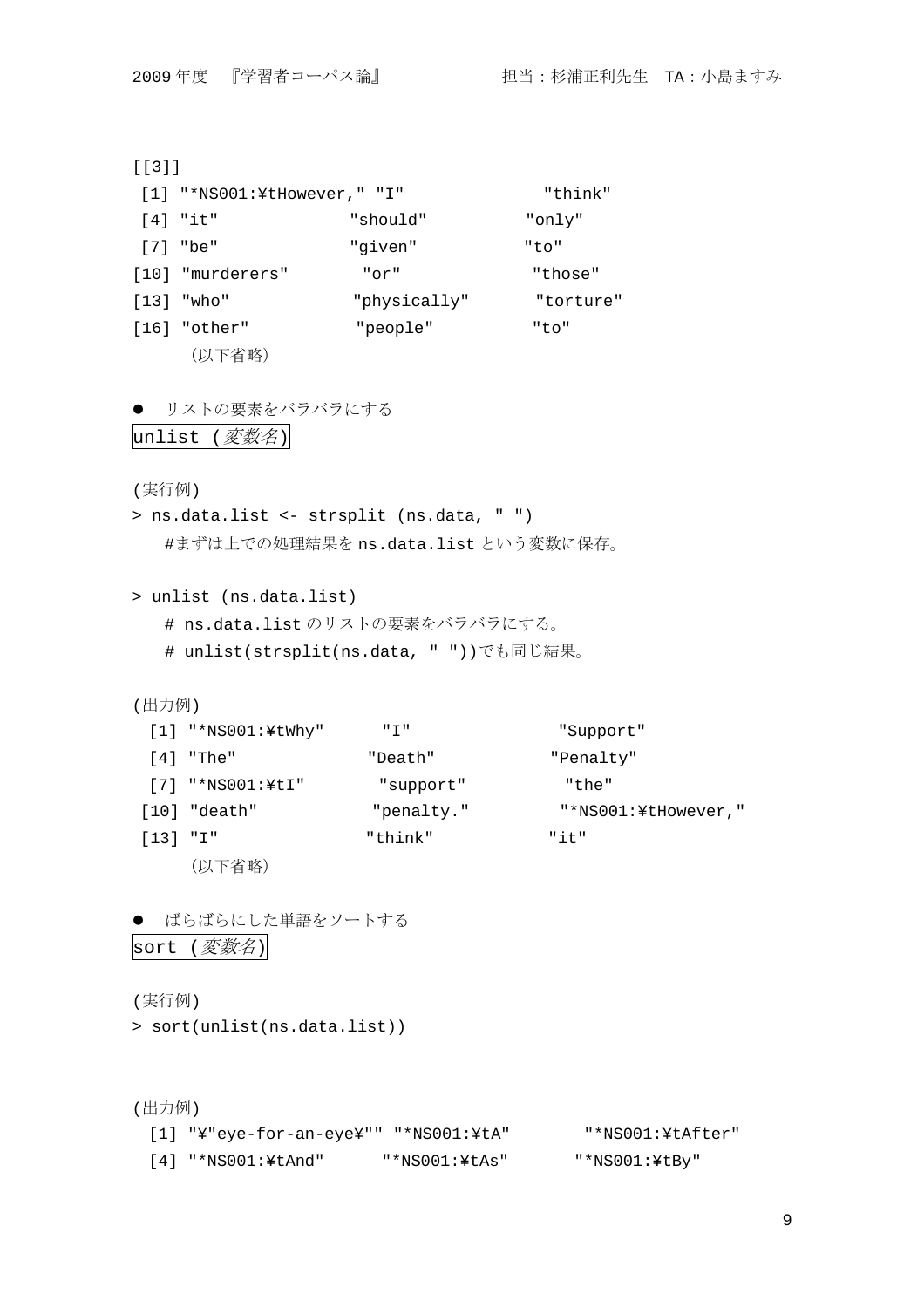```
[[3]]
 [1] "*NS001:¥tHowever," "I"              "think"
 [4] "it"              "should"          "only"
 [7] "be"              "given"           "to"
[10] "murderers"        "or"              "those"
[13] "who"              "physically"       "torture"
[16] "other"            "people"           "to"
```

（以下省略）

● リストの要素をバラバラにする

`unlist (変数名)`

(実行例)

```
> ns.data.list <- strsplit (ns.data, " ")
```

#まずは上での処理結果を ns.data.list という変数に保存。

```
> unlist (ns.data.list)
```

# ns.data.list のリストの要素をバラバラにする。

# unlist(strsplit(ns.data, " "))でも同じ結果。

(出力例)

```
 [1] "*NS001:¥tWhy"      "I"               "Support"
 [4] "The"             "Death"            "Penalty"
 [7] "*NS001:¥tI"        "support"          "the"
[10] "death"            "penalty."         "*NS001:¥tHowever,"
[13] "I"               "think"            "it"
```

（以下省略）

● ばらばらにした単語をソートする

`sort (変数名)`

(実行例)

```
> sort(unlist(ns.data.list))
```

(出力例)

```
 [1] "¥"eye-for-an-eye¥"" "*NS001:¥tA"       "*NS001:¥tAfter"
 [4] "*NS001:¥tAnd"      "*NS001:¥tAs"      "*NS001:¥tBy"
```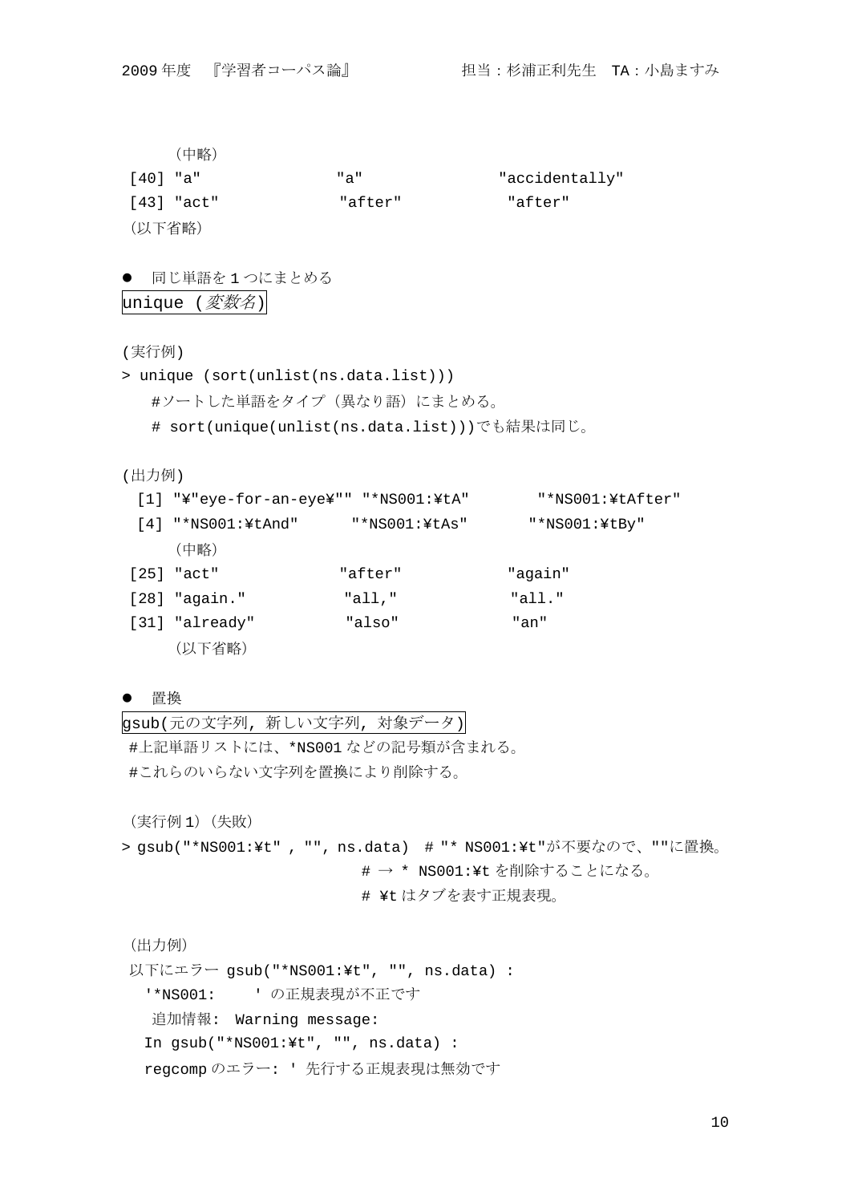```
  （中略）
[40] "a"              "a"              "accidentally"
[43] "act"            "after"          "after"
（以下省略）
```

- 同じ単語を１つにまとめる

`unique (変数名)`

(実行例)

```
> unique (sort(unlist(ns.data.list)))
  #ソートした単語をタイプ（異なり語）にまとめる。
  # sort(unique(unlist(ns.data.list)))でも結果は同じ。
```

(出力例)

```
 [1] "¥"eye-for-an-eye¥"" "*NS001:¥tA"       "*NS001:¥tAfter"
 [4] "*NS001:¥tAnd"      "*NS001:¥tAs"      "*NS001:¥tBy"
  （中略）
[25] "act"              "after"            "again"
[28] "again."           "all,"             "all."
[31] "already"          "also"             "an"
  （以下省略）
```

- 置換

`gsub(元の文字列, 新しい文字列, 対象データ)`

#上記単語リストには、*NS001 などの記号類が含まれる。
#これらのいらない文字列を置換により削除する。

（実行例１）（失敗）

```
> gsub("*NS001:¥t" , "", ns.data)  # "* NS001:¥t"が不要なので、""に置換。
                            # → * NS001:¥t を削除することになる。
                            # ¥t はタブを表す正規表現。
```

（出力例）

```
以下にエラー gsub("*NS001:¥t", "", ns.data) :
  '*NS001:    ' の正規表現が不正です
   追加情報:  Warning message:
  In gsub("*NS001:¥t", "", ns.data) :
  regcomp のエラー: ' 先行する正規表現は無効です
```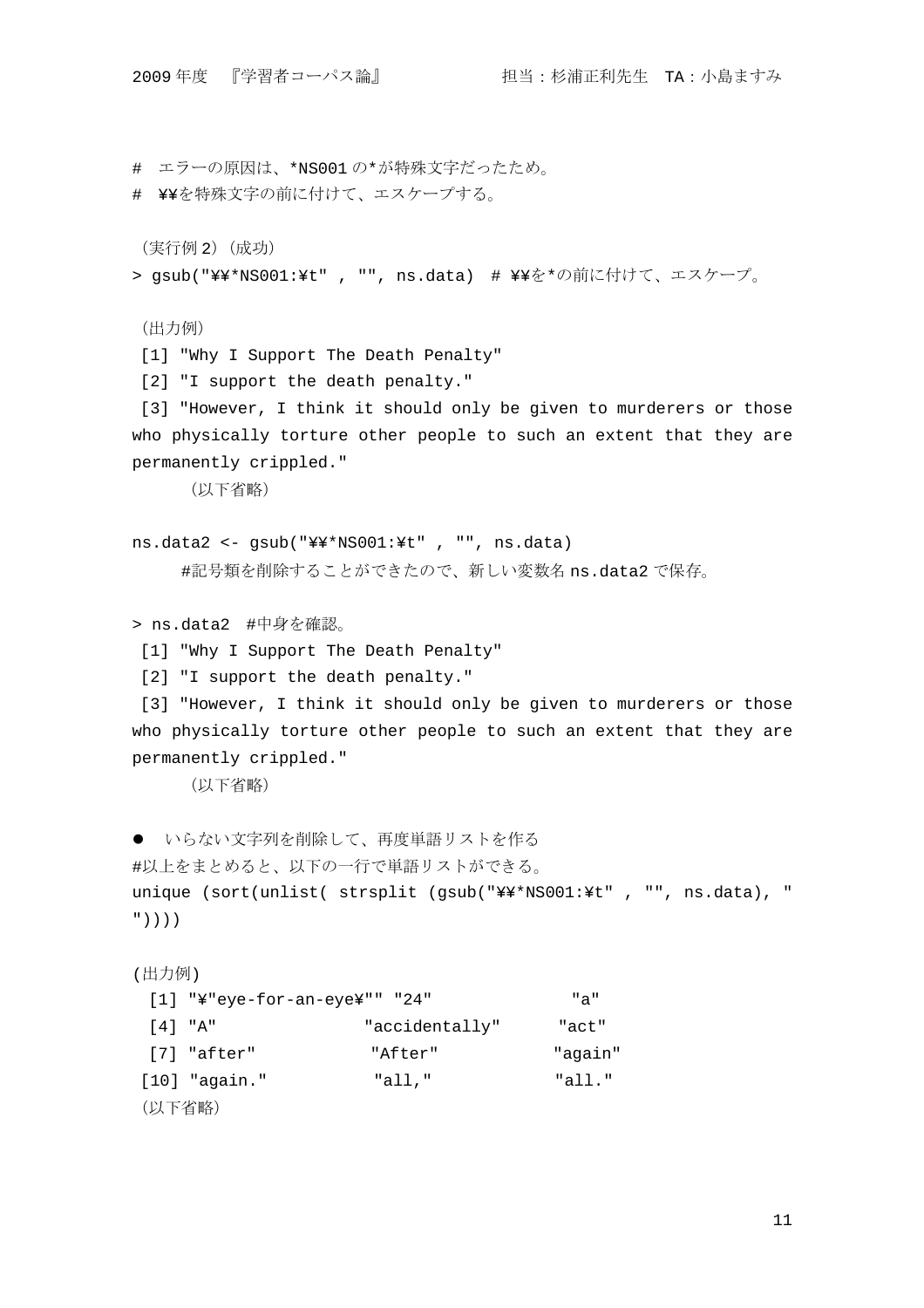```
#  エラーの原因は、*NS001 の*が特殊文字だったため。
#  ¥¥を特殊文字の前に付けて、エスケープする。
```

（実行例 2）（成功）

```
> gsub("¥¥*NS001:¥t" , "", ns.data)  # ¥¥を*の前に付けて、エスケープ。
```

（出力例）

```
 [1] "Why I Support The Death Penalty"
 [2] "I support the death penalty."
 [3] "However, I think it should only be given to murderers or those who physically torture other people to such an extent that they are permanently crippled."
```

（以下省略）

```
ns.data2 <- gsub("¥¥*NS001:¥t" , "", ns.data)
```

#記号類を削除することができたので、新しい変数名 ns.data2 で保存。

```
> ns.data2  #中身を確認。
 [1] "Why I Support The Death Penalty"
 [2] "I support the death penalty."
 [3] "However, I think it should only be given to murderers or those who physically torture other people to such an extent that they are permanently crippled."
```

（以下省略）

- いらない文字列を削除して、再度単語リストを作る

#以上をまとめると、以下の一行で単語リストができる。

```
unique (sort(unlist( strsplit (gsub("¥¥*NS001:¥t" , "", ns.data), " "))))
```

(出力例)

```
  [1] "¥"eye-for-an-eye¥"" "24"              "a"
  [4] "A"               "accidentally"      "act"
  [7] "after"            "After"            "again"
 [10] "again."           "all,"             "all."
```

（以下省略）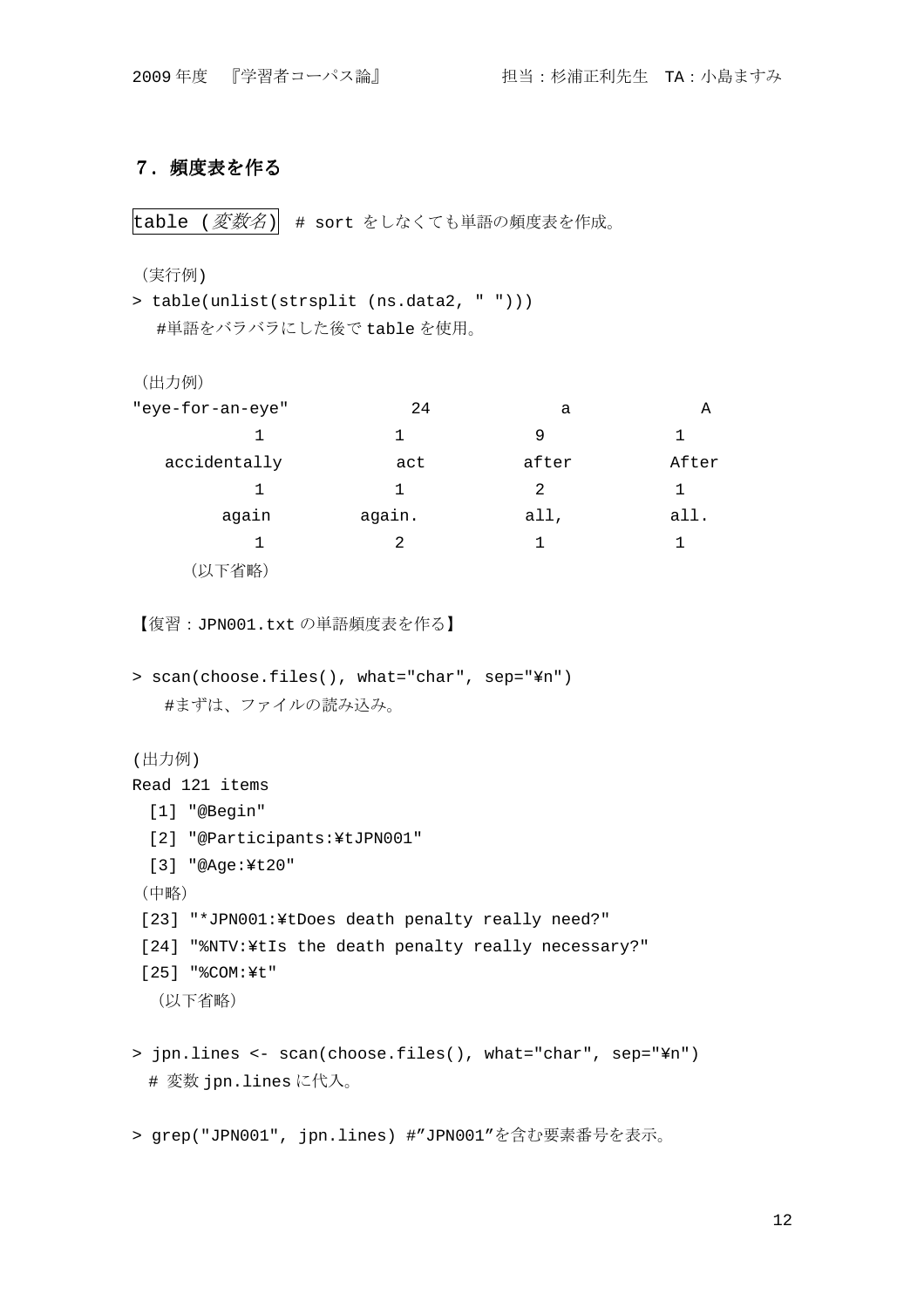## ７．頻度表を作る

`table (変数名)`  # sort をしなくても単語の頻度表を作成。

（実行例)

```
> table(unlist(strsplit (ns.data2, " ")))
```

#単語をバラバラにした後で table を使用。

（出力例）

```
"eye-for-an-eye"          24            a             A
           1             1            9             1
   accidentally         act         after         After
           1             1            2             1
        again        again.         all,          all.
           1             2            1             1
```

（以下省略）

【復習：JPN001.txt の単語頻度表を作る】

```
> scan(choose.files(), what="char", sep="¥n")
```

#まずは、ファイルの読み込み。

(出力例)

```
Read 121 items
  [1] "@Begin"
  [2] "@Participants:¥tJPN001"
  [3] "@Age:¥t20"
（中略）
 [23] "*JPN001:¥tDoes death penalty really need?"
 [24] "%NTV:¥tIs the death penalty really necessary?"
 [25] "%COM:¥t"
  （以下省略）
```

```
> jpn.lines <- scan(choose.files(), what="char", sep="¥n")
```

# 変数 jpn.lines に代入。

```
> grep("JPN001", jpn.lines) #”JPN001”を含む要素番号を表示。
```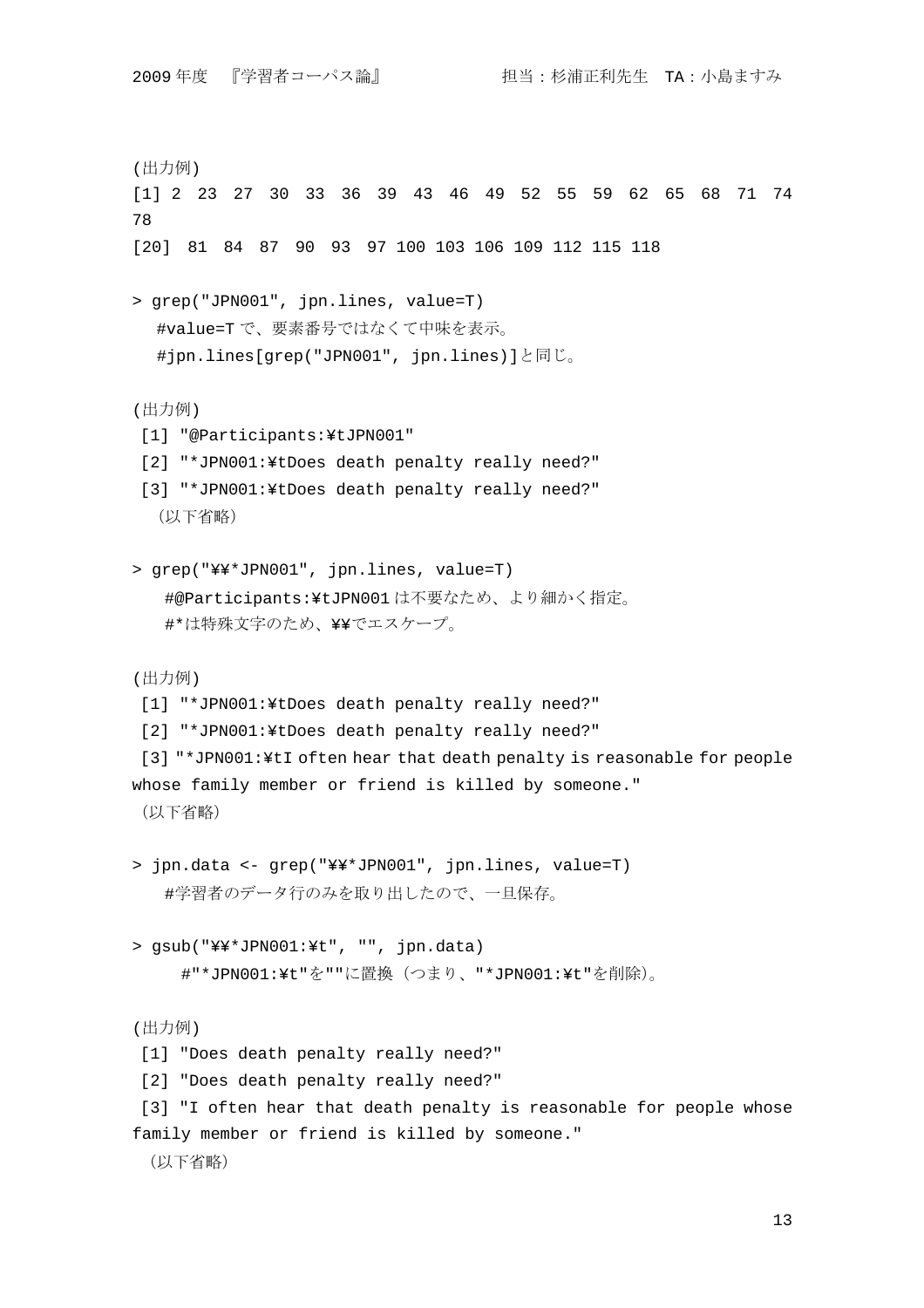(出力例)

```
[1] 2  23  27  30  33  36  39  43  46  49  52  55  59  62  65  68  71  74  78
[20]  81  84  87  90  93  97 100 103 106 109 112 115 118
```

```
> grep("JPN001", jpn.lines, value=T)
```

#value=T で、要素番号ではなくて中味を表示。
#jpn.lines[grep("JPN001", jpn.lines)]と同じ。

(出力例)

```
 [1] "@Participants:¥tJPN001"
 [2] "*JPN001:¥tDoes death penalty really need?"
 [3] "*JPN001:¥tDoes death penalty really need?"
```

（以下省略）

```
> grep("¥¥*JPN001", jpn.lines, value=T)
```

#@Participants:¥tJPN001 は不要なため、より細かく指定。
#*は特殊文字のため、¥¥でエスケープ。

(出力例)

```
 [1] "*JPN001:¥tDoes death penalty really need?"
 [2] "*JPN001:¥tDoes death penalty really need?"
 [3] "*JPN001:¥tI often hear that death penalty is reasonable for people whose family member or friend is killed by someone."
```

（以下省略）

```
> jpn.data <- grep("¥¥*JPN001", jpn.lines, value=T)
```

#学習者のデータ行のみを取り出したので、一旦保存。

```
> gsub("¥¥*JPN001:¥t", "", jpn.data)
```

#"*JPN001:¥t"を""に置換（つまり、"*JPN001:¥t"を削除)。

(出力例)

```
 [1] "Does death penalty really need?"
 [2] "Does death penalty really need?"
 [3] "I often hear that death penalty is reasonable for people whose family member or friend is killed by someone."
```

（以下省略）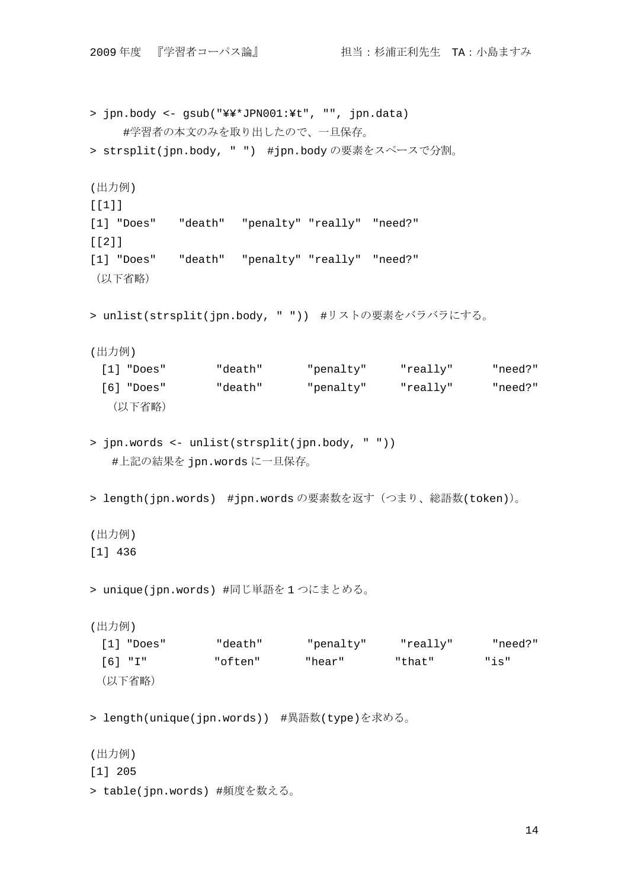```
> jpn.body <- gsub("¥¥*JPN001:¥t", "", jpn.data)
      #学習者の本文のみを取り出したので、一旦保存。
> strsplit(jpn.body, " ")  #jpn.body の要素をスペースで分割。
```

(出力例)

```
[[1]]
[1] "Does"    "death"   "penalty" "really"  "need?"
[[2]]
[1] "Does"    "death"   "penalty" "really"  "need?"
```

（以下省略）

```
> unlist(strsplit(jpn.body, " "))  #リストの要素をバラバラにする。
```

(出力例)

```
  [1] "Does"        "death"       "penalty"     "really"      "need?"
  [6] "Does"        "death"       "penalty"     "really"      "need?"
```

（以下省略）

```
> jpn.words <- unlist(strsplit(jpn.body, " "))
    #上記の結果を jpn.words に一旦保存。
```

```
> length(jpn.words)  #jpn.words の要素数を返す（つまり、総語数(token)）。
```

(出力例)

```
[1] 436
```

```
> unique(jpn.words) #同じ単語を 1 つにまとめる。
```

(出力例)

```
  [1] "Does"        "death"       "penalty"     "really"      "need?"
  [6] "I"           "often"       "hear"        "that"        "is"
```

（以下省略）

```
> length(unique(jpn.words))  #異語数(type)を求める。
```

(出力例)

```
[1] 205
> table(jpn.words) #頻度を数える。
```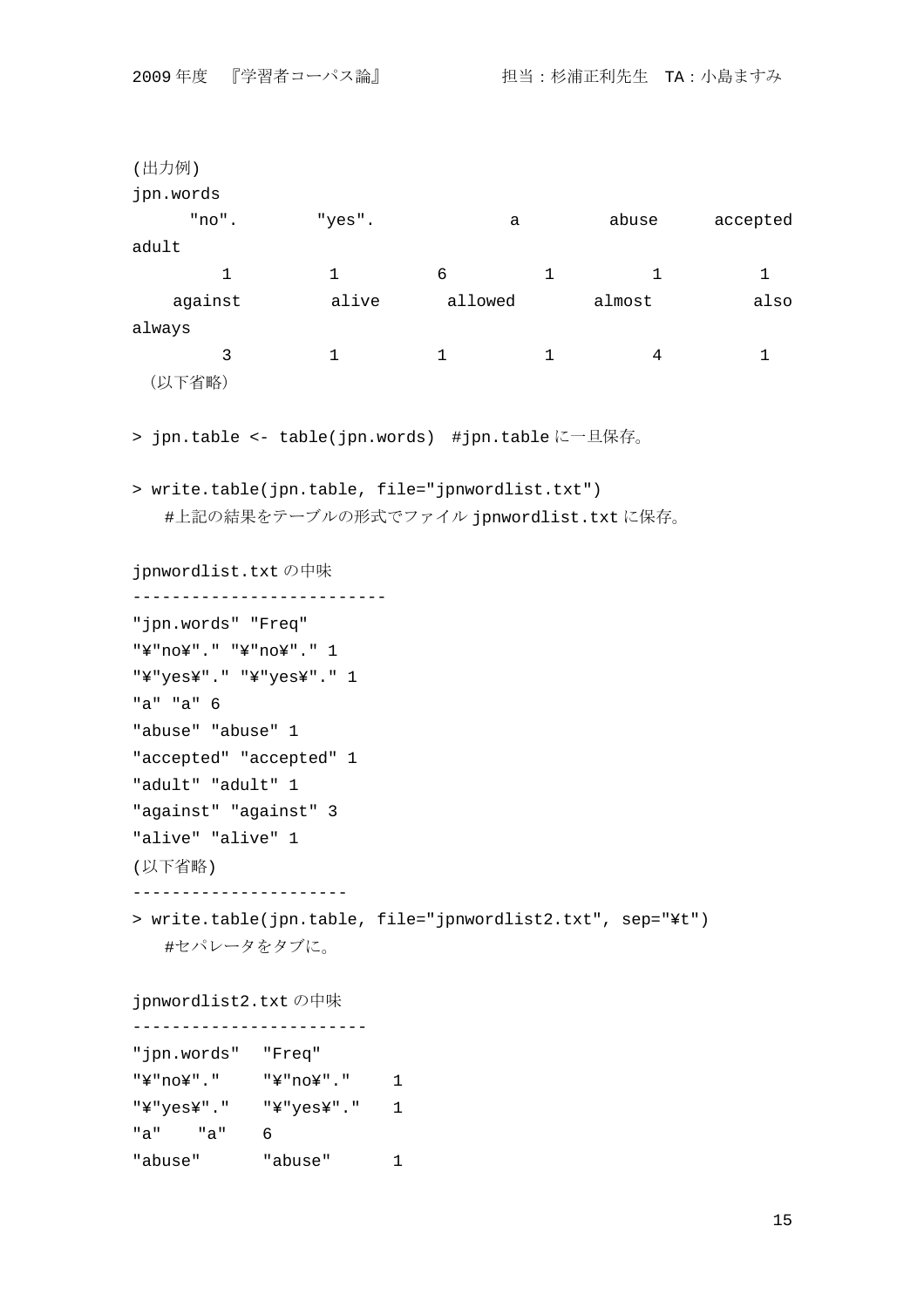(出力例)

```
jpn.words
     "no".       "yes".           a        abuse      accepted
adult
        1          1          6          1          1          1
   against         alive      allowed        almost          also
always
        3          1          1          1          4          1
```

（以下省略）

```
> jpn.table <- table(jpn.words)  #jpn.table に一旦保存。
```

```
> write.table(jpn.table, file="jpnwordlist.txt")
   #上記の結果をテーブルの形式でファイル jpnwordlist.txt に保存。
```

jpnwordlist.txt の中味

```
--------------------------
"jpn.words" "Freq"
"¥"no¥"." "¥"no¥"." 1
"¥"yes¥"." "¥"yes¥"." 1
"a" "a" 6
"abuse" "abuse" 1
"accepted" "accepted" 1
"adult" "adult" 1
"against" "against" 3
"alive" "alive" 1
(以下省略)
----------------------
> write.table(jpn.table, file="jpnwordlist2.txt", sep="¥t")
   #セパレータをタブに。
```

jpnwordlist2.txt の中味

```
------------------------
"jpn.words"  "Freq"
"¥"no¥"."    "¥"no¥"."    1
"¥"yes¥"."   "¥"yes¥"."   1
"a"    "a"    6
"abuse"      "abuse"      1
```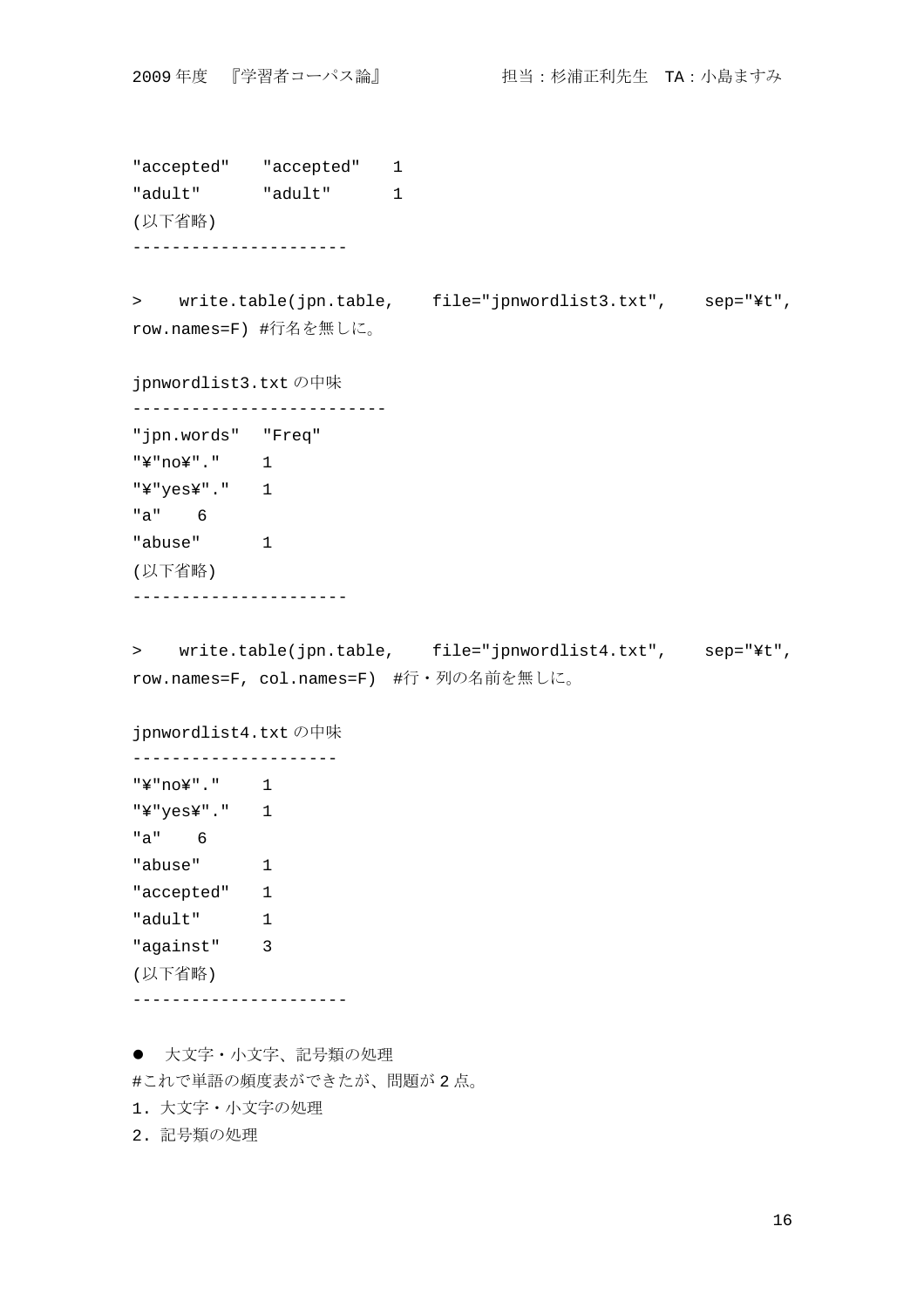```
"accepted"   "accepted"   1
"adult"      "adult"      1
(以下省略)
----------------------
```

```
> write.table(jpn.table, file="jpnwordlist3.txt", sep="¥t", row.names=F) #行名を無しに。
```

jpnwordlist3.txt の中味

```
--------------------------
"jpn.words"  "Freq"
"¥"no¥"."    1
"¥"yes¥"."   1
"a"   6
"abuse"      1
(以下省略)
----------------------
```

```
> write.table(jpn.table, file="jpnwordlist4.txt", sep="¥t", row.names=F, col.names=F) #行・列の名前を無しに。
```

jpnwordlist4.txt の中味

```
---------------------
"¥"no¥"."    1
"¥"yes¥"."   1
"a"   6
"abuse"      1
"accepted"   1
"adult"      1
"against"    3
(以下省略)
----------------------
```

- 大文字・小文字、記号類の処理

#これで単語の頻度表ができたが、問題が 2 点。

1. 大文字・小文字の処理
2. 記号類の処理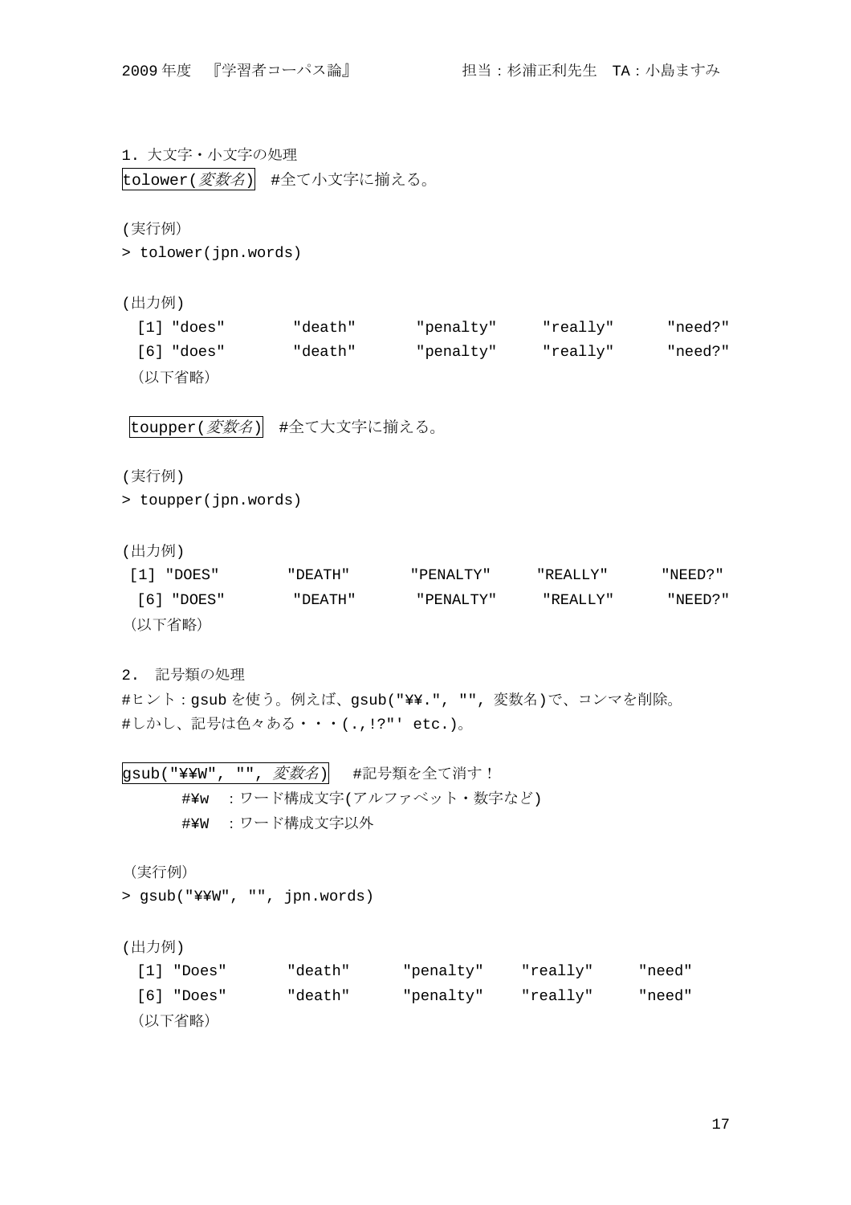1．大文字・小文字の処理

`tolower(変数名)` #全て小文字に揃える。

(実行例)

```
> tolower(jpn.words)
```

(出力例)

```
 [1] "does"       "death"      "penalty"     "really"      "need?"
 [6] "does"       "death"      "penalty"     "really"      "need?"
```

（以下省略）

`toupper(変数名)` #全て大文字に揃える。

(実行例)

```
> toupper(jpn.words)
```

(出力例)

```
[1] "DOES"       "DEATH"      "PENALTY"     "REALLY"      "NEED?"
 [6] "DOES"       "DEATH"      "PENALTY"     "REALLY"      "NEED?"
```

（以下省略）

2． 記号類の処理

#ヒント：gsub を使う。例えば、gsub("¥¥.", "", 変数名)で、コンマを削除。
#しかし、記号は色々ある・・・(.,!?"' etc.)。

`gsub("¥¥W", "", 変数名)` #記号類を全て消す！

　　#¥w ：ワード構成文字(アルファベット・数字など)
　　#¥W ：ワード構成文字以外

（実行例）

```
> gsub("¥¥W", "", jpn.words)
```

(出力例)

```
 [1] "Does"      "death"     "penalty"    "really"     "need"
 [6] "Does"      "death"     "penalty"    "really"     "need"
```

（以下省略）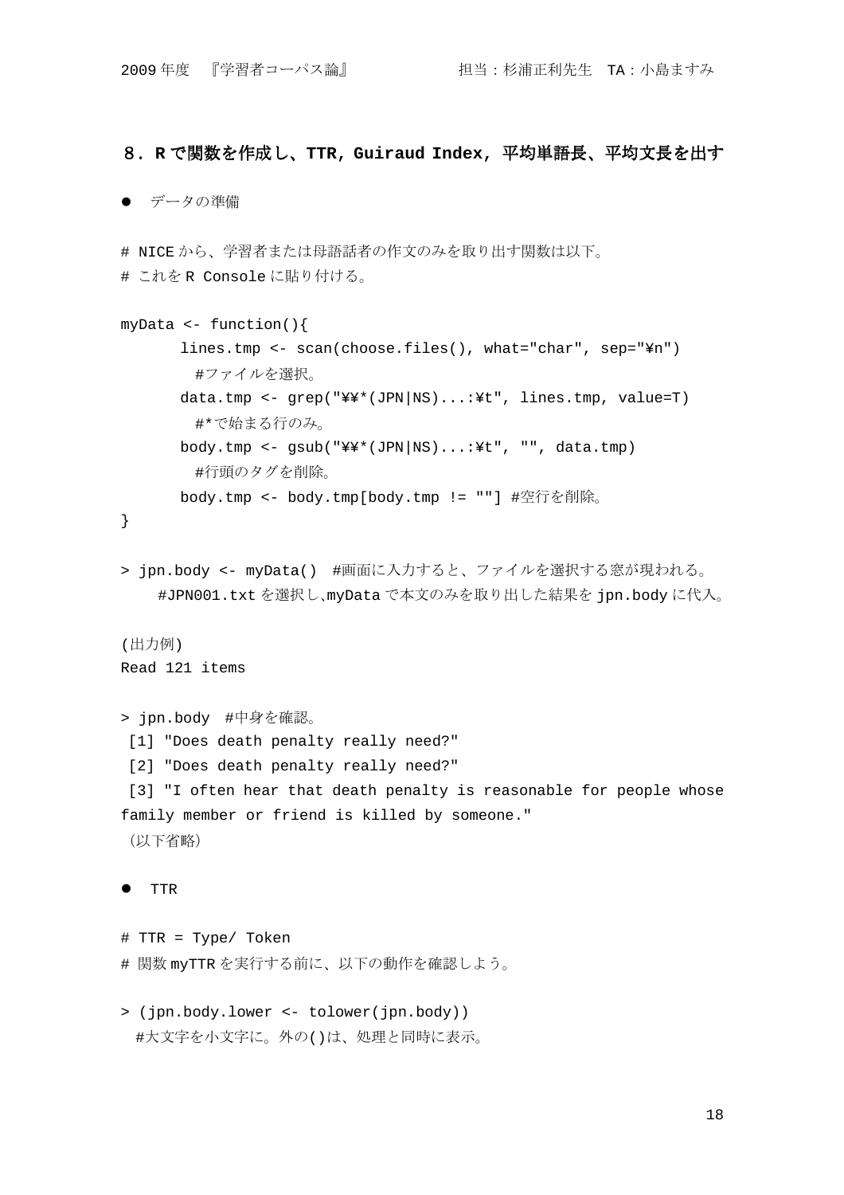## ８．Rで関数を作成し、TTR, Guiraud Index, 平均単語長、平均文長を出す

- データの準備

```
# NICEから、学習者または母語話者の作文のみを取り出す関数は以下。
# これをR Consoleに貼り付ける。

myData <- function(){
      lines.tmp <- scan(choose.files(), what="char", sep="¥n")
        #ファイルを選択。
      data.tmp <- grep("¥¥*(JPN|NS)...:¥t", lines.tmp, value=T)
        #*で始まる行のみ。
      body.tmp <- gsub("¥¥*(JPN|NS)...:¥t", "", data.tmp)
        #行頭のタグを削除。
      body.tmp <- body.tmp[body.tmp != ""] #空行を削除。
}

> jpn.body <- myData()  #画面に入力すると、ファイルを選択する窓が現われる。
    #JPN001.txtを選択し､myDataで本文のみを取り出した結果をjpn.bodyに代入。

(出力例)
Read 121 items

> jpn.body  #中身を確認。
 [1] "Does death penalty really need?"
 [2] "Does death penalty really need?"
 [3] "I often hear that death penalty is reasonable for people whose
family member or friend is killed by someone."
（以下省略）
```

- TTR

```
# TTR = Type/ Token
# 関数myTTRを実行する前に、以下の動作を確認しよう。

> (jpn.body.lower <- tolower(jpn.body))
  #大文字を小文字に。外の()は、処理と同時に表示。
```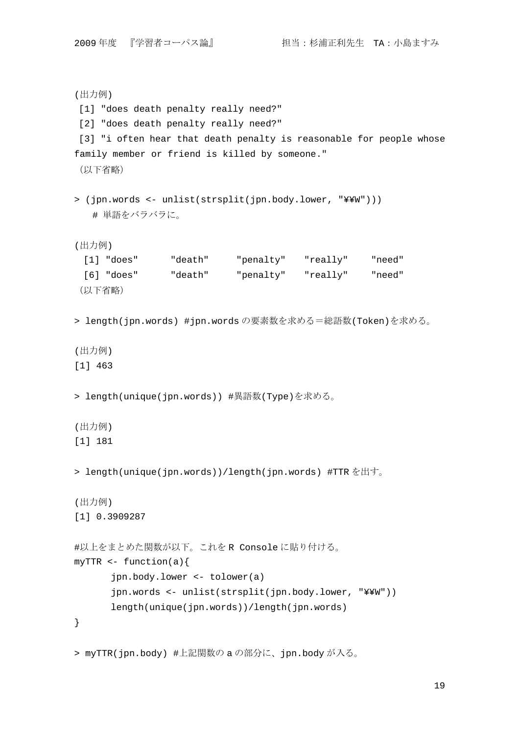(出力例)

```
 [1] "does death penalty really need?"
 [2] "does death penalty really need?"
 [3] "i often hear that death penalty is reasonable for people whose family member or friend is killed by someone."
```

（以下省略）

```
> (jpn.words <- unlist(strsplit(jpn.body.lower, "¥¥W")))
    # 単語をバラバラに。
```

(出力例)

```
  [1] "does"      "death"     "penalty"    "really"    "need"
  [6] "does"      "death"     "penalty"    "really"    "need"
```

（以下省略）

```
> length(jpn.words) #jpn.words の要素数を求める＝総語数(Token)を求める。
```

(出力例)

```
[1] 463
```

```
> length(unique(jpn.words)) #異語数(Type)を求める。
```

(出力例)

```
[1] 181
```

```
> length(unique(jpn.words))/length(jpn.words) #TTR を出す。
```

(出力例)

```
[1] 0.3909287
```

```
#以上をまとめた関数が以下。これを R Console に貼り付ける。
myTTR <- function(a){
       jpn.body.lower <- tolower(a)
       jpn.words <- unlist(strsplit(jpn.body.lower, "¥¥W"))
       length(unique(jpn.words))/length(jpn.words)
}
```

```
> myTTR(jpn.body) #上記関数の a の部分に、jpn.body が入る。
```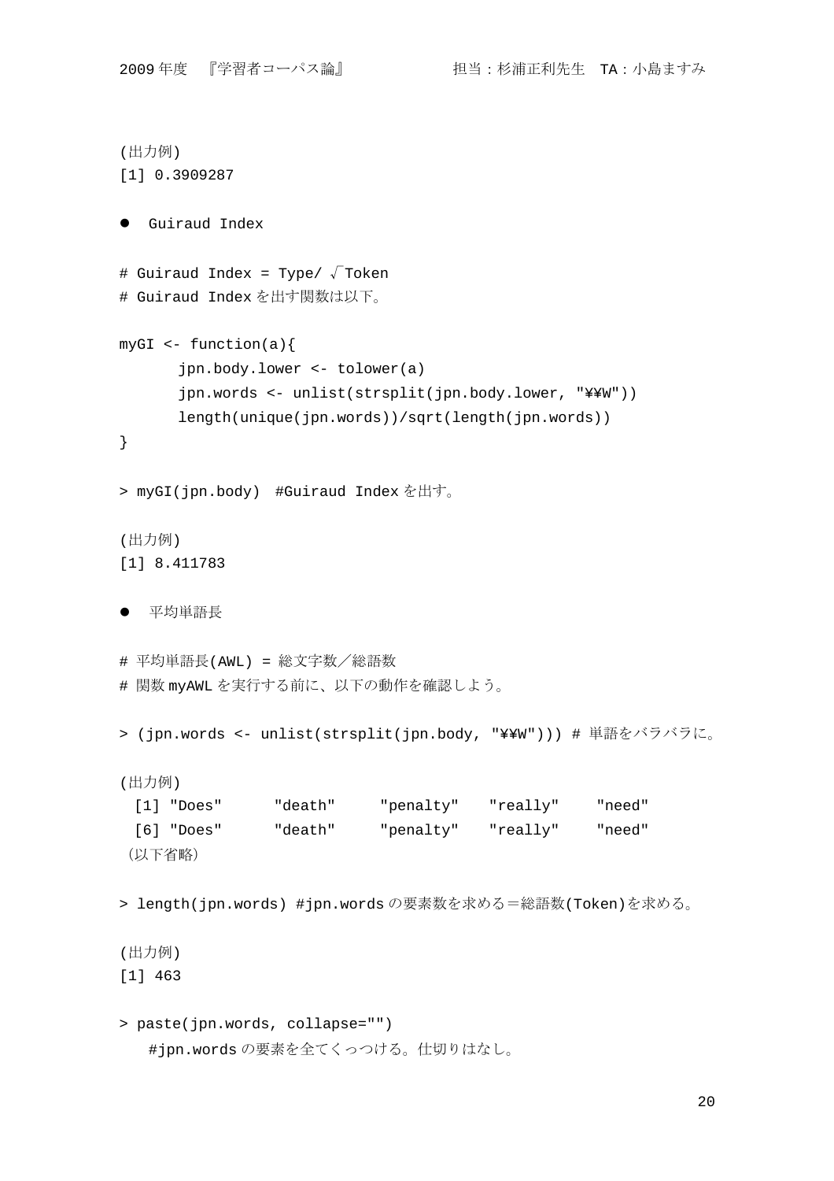(出力例)
[1] 0.3909287

- Guiraud Index

```
# Guiraud Index = Type/ √Token
# Guiraud Index を出す関数は以下。

myGI <- function(a){
      jpn.body.lower <- tolower(a)
      jpn.words <- unlist(strsplit(jpn.body.lower, "¥¥W"))
      length(unique(jpn.words))/sqrt(length(jpn.words))
}

> myGI(jpn.body)  #Guiraud Index を出す。
```

(出力例)
[1] 8.411783

- 平均単語長

```
# 平均単語長(AWL) = 総文字数／総語数
# 関数 myAWL を実行する前に、以下の動作を確認しよう。

> (jpn.words <- unlist(strsplit(jpn.body, "¥¥W"))) # 単語をバラバラに。
```

(出力例)

```
 [1] "Does"     "death"     "penalty"    "really"     "need"
 [6] "Does"     "death"     "penalty"    "really"     "need"
```

（以下省略）

```
> length(jpn.words) #jpn.words の要素数を求める＝総語数(Token)を求める。
```

(出力例)
[1] 463

```
> paste(jpn.words, collapse="")
   #jpn.words の要素を全てくっつける。仕切りはなし。
```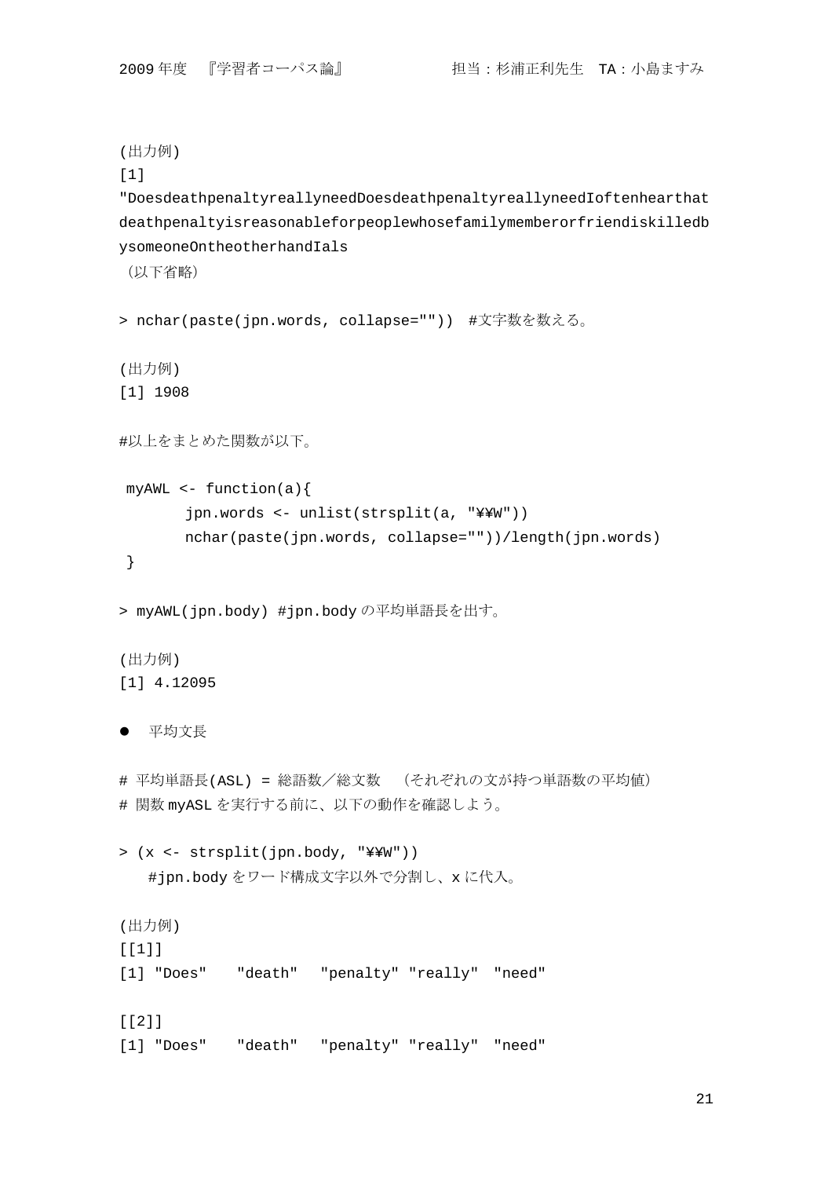(出力例)

```
[1]
"DoesdeathpenaltyreallyneedDoesdeathpenaltyreallyneedIoftenhearthat
deathpenaltyisreasonableforpeoplewhosefamilymemberorfriendiskilledb
ysomeoneOntheotherhandIals
```

（以下省略）

```
> nchar(paste(jpn.words, collapse=""))  #文字数を数える。
```

(出力例)

```
[1] 1908
```

#以上をまとめた関数が以下。

```
myAWL <- function(a){
       jpn.words <- unlist(strsplit(a, "¥¥W"))
       nchar(paste(jpn.words, collapse=""))/length(jpn.words)
}
```

```
> myAWL(jpn.body) #jpn.body の平均単語長を出す。
```

(出力例)

```
[1] 4.12095
```

- 平均文長

# 平均単語長(ASL) = 総語数／総文数　（それぞれの文が持つ単語数の平均値）
# 関数 myASL を実行する前に、以下の動作を確認しよう。

```
> (x <- strsplit(jpn.body, "¥¥W"))
   #jpn.body をワード構成文字以外で分割し、x に代入。
```

(出力例)

```
[[1]]
[1] "Does"   "death"   "penalty" "really"  "need"

[[2]]
[1] "Does"   "death"   "penalty" "really"  "need"
```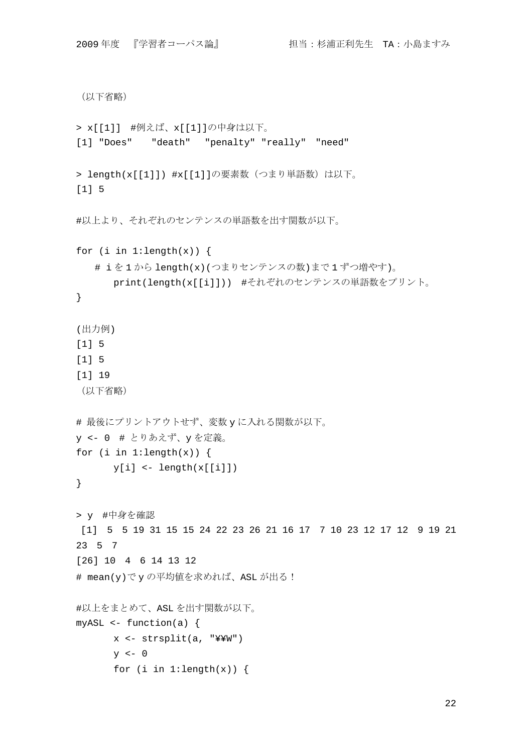（以下省略）

```
> x[[1]]  #例えば、x[[1]]の中身は以下。
[1] "Does"    "death"   "penalty" "really"  "need"

> length(x[[1]]) #x[[1]]の要素数（つまり単語数）は以下。
[1] 5
```

#以上より、それぞれのセンテンスの単語数を出す関数が以下。

```
for (i in 1:length(x)) {
   # i を 1 から length(x)(つまりセンテンスの数)まで 1 ずつ増やす)。
      print(length(x[[i]]))  #それぞれのセンテンスの単語数をプリント。
}
```

(出力例)

```
[1] 5
[1] 5
[1] 19
```

（以下省略）

```
# 最後にプリントアウトせず、変数 y に入れる関数が以下。
y <- 0  # とりあえず、y を定義。
for (i in 1:length(x)) {
      y[i] <- length(x[[i]])
}

> y  #中身を確認
 [1]  5  5 19 31 15 15 24 22 23 26 21 16 17  7 10 23 12 17 12  9 19 21
23  5  7
[26] 10  4  6 14 13 12
# mean(y)で y の平均値を求めれば、ASL が出る！

#以上をまとめて、ASL を出す関数が以下。
myASL <- function(a) {
      x <- strsplit(a, "¥¥W")
      y <- 0
      for (i in 1:length(x)) {
```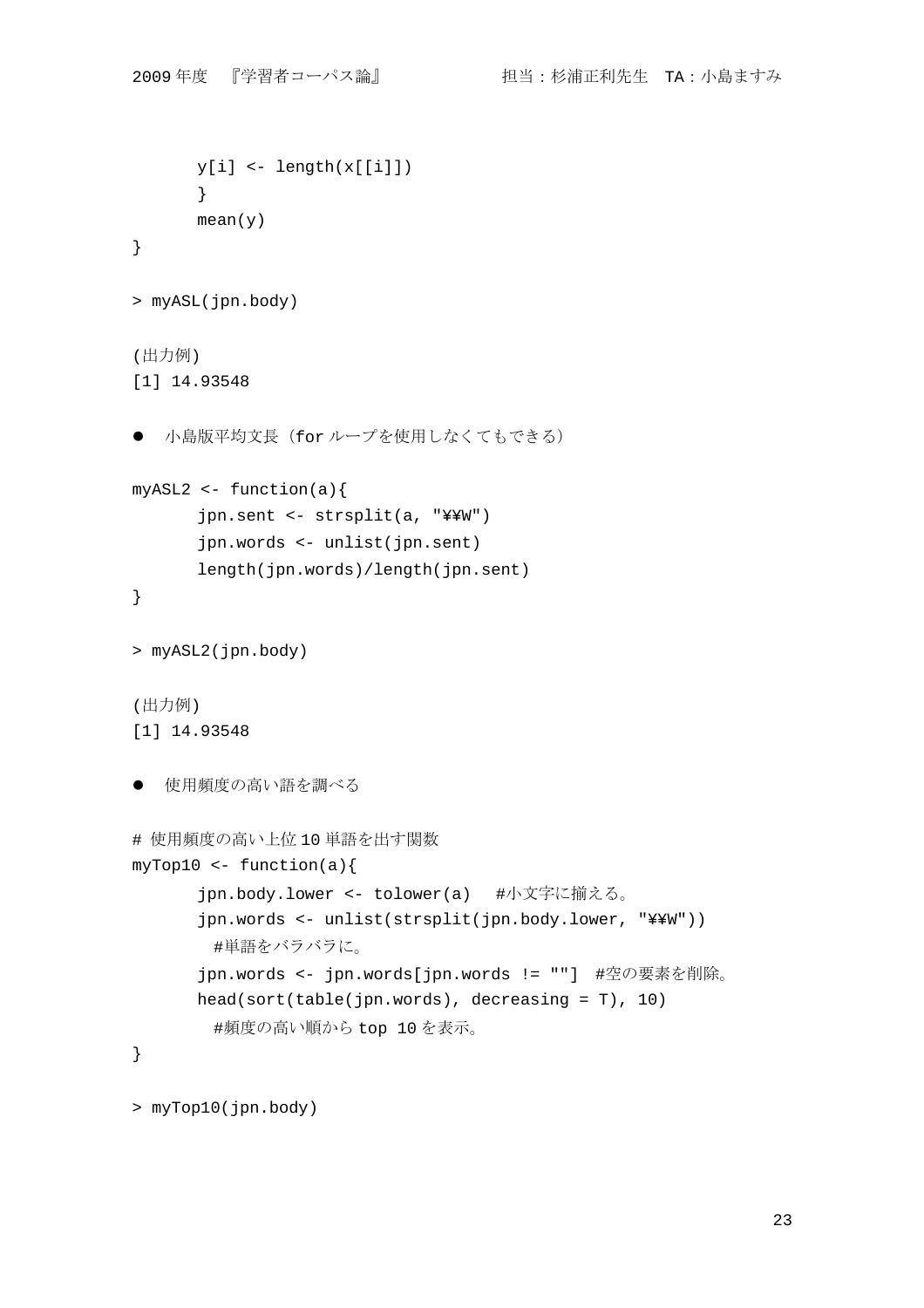```
	y[i] <- length(x[[i]])
	}
	mean(y)
}

> myASL(jpn.body)
```

(出力例)
[1] 14.93548

- 小島版平均文長（for ループを使用しなくてもできる）

```
myASL2 <- function(a){
	jpn.sent <- strsplit(a, "¥¥W")
	jpn.words <- unlist(jpn.sent)
	length(jpn.words)/length(jpn.sent)
}

> myASL2(jpn.body)
```

(出力例)
[1] 14.93548

- 使用頻度の高い語を調べる

```
# 使用頻度の高い上位 10 単語を出す関数
myTop10 <- function(a){
	jpn.body.lower <- tolower(a)   #小文字に揃える。
	jpn.words <- unlist(strsplit(jpn.body.lower, "¥¥W"))
	  #単語をバラバラに。
	jpn.words <- jpn.words[jpn.words != ""]  #空の要素を削除。
	head(sort(table(jpn.words), decreasing = T), 10)
	  #頻度の高い順から top 10 を表示。
}

> myTop10(jpn.body)
```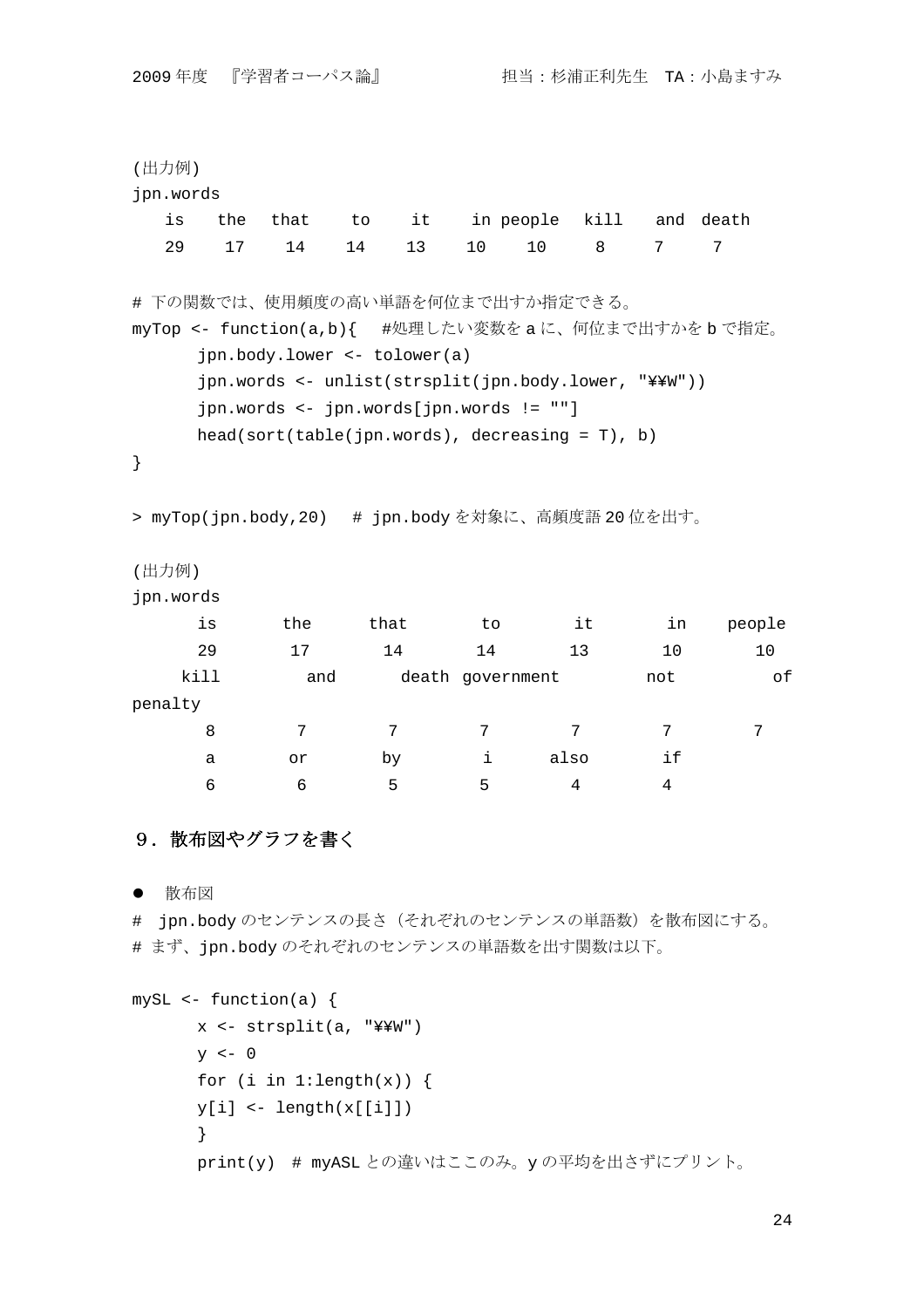(出力例)

```
jpn.words
   is    the   that     to     it     in people   kill    and  death
   29     17     14     14     13     10     10      8      7      7
```

```
# 下の関数では、使用頻度の高い単語を何位まで出すか指定できる。
myTop <- function(a,b){   #処理したい変数を a に、何位まで出すかを b で指定。
      jpn.body.lower <- tolower(a)
      jpn.words <- unlist(strsplit(jpn.body.lower, "¥¥W"))
      jpn.words <- jpn.words[jpn.words != ""]
      head(sort(table(jpn.words), decreasing = T), b)
}

> myTop(jpn.body,20)   # jpn.body を対象に、高頻度語 20 位を出す。
```

(出力例)

```
jpn.words
      is       the      that        to        it        in    people
      29        17        14        14        13        10        10
    kill         and       death  government         not          of
penalty
       8         7         7         7         7         7         7
       a        or        by         i      also        if
       6         6         5         5         4         4
```

## ９．散布図やグラフを書く

- 散布図

```
#  jpn.body のセンテンスの長さ（それぞれのセンテンスの単語数）を散布図にする。
# まず、jpn.body のそれぞれのセンテンスの単語数を出す関数は以下。

mySL <- function(a) {
      x <- strsplit(a, "¥¥W")
      y <- 0
      for (i in 1:length(x)) {
      y[i] <- length(x[[i]])
      }
      print(y)  # myASL との違いはここのみ。y の平均を出さずにプリント。
```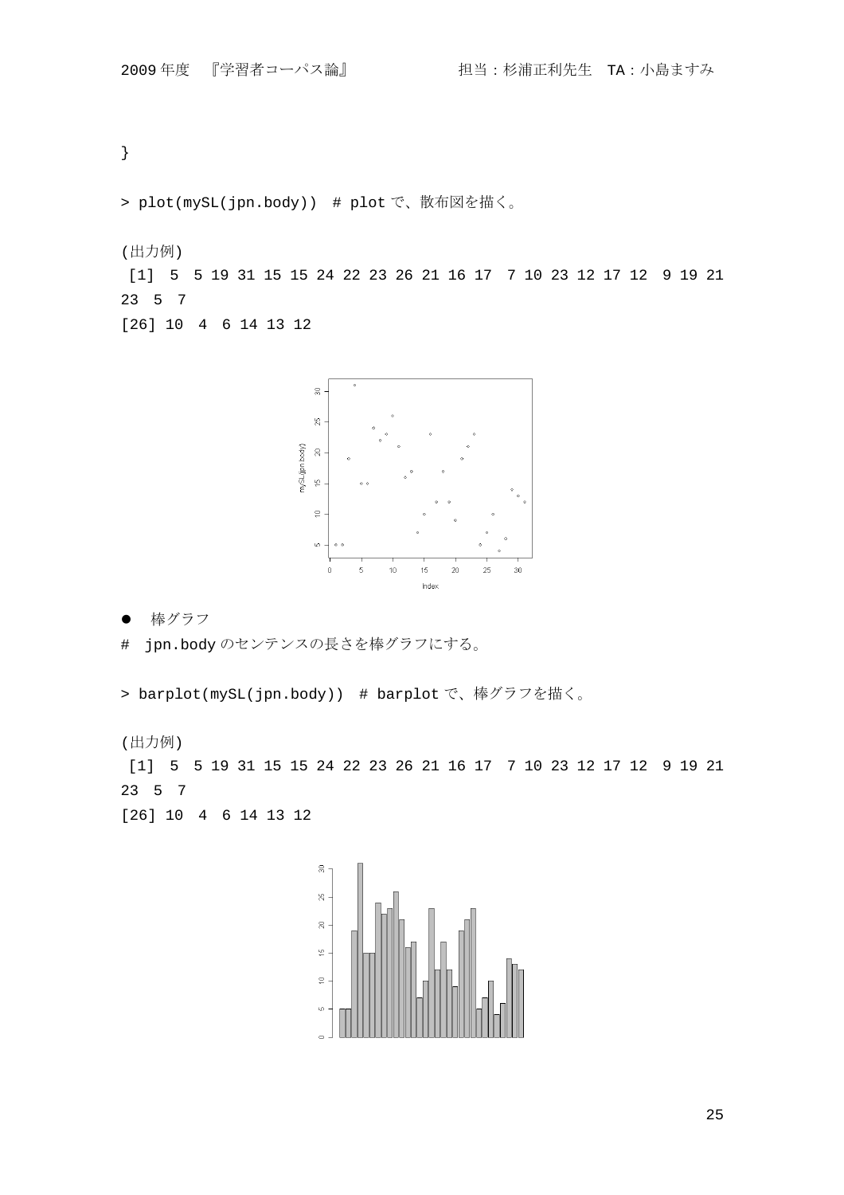```
}

> plot(mySL(jpn.body))  # plot で、散布図を描く。
```

(出力例)

```
 [1]  5  5 19 31 15 15 24 22 23 26 21 16 17  7 10 23 12 17 12  9 19 21
23  5  7
[26] 10  4  6 14 13 12
```

- 棒グラフ

```
#  jpn.body のセンテンスの長さを棒グラフにする。

> barplot(mySL(jpn.body))  # barplot で、棒グラフを描く。
```

(出力例)

```
 [1]  5  5 19 31 15 15 24 22 23 26 21 16 17  7 10 23 12 17 12  9 19 21
23  5  7
[26] 10  4  6 14 13 12
```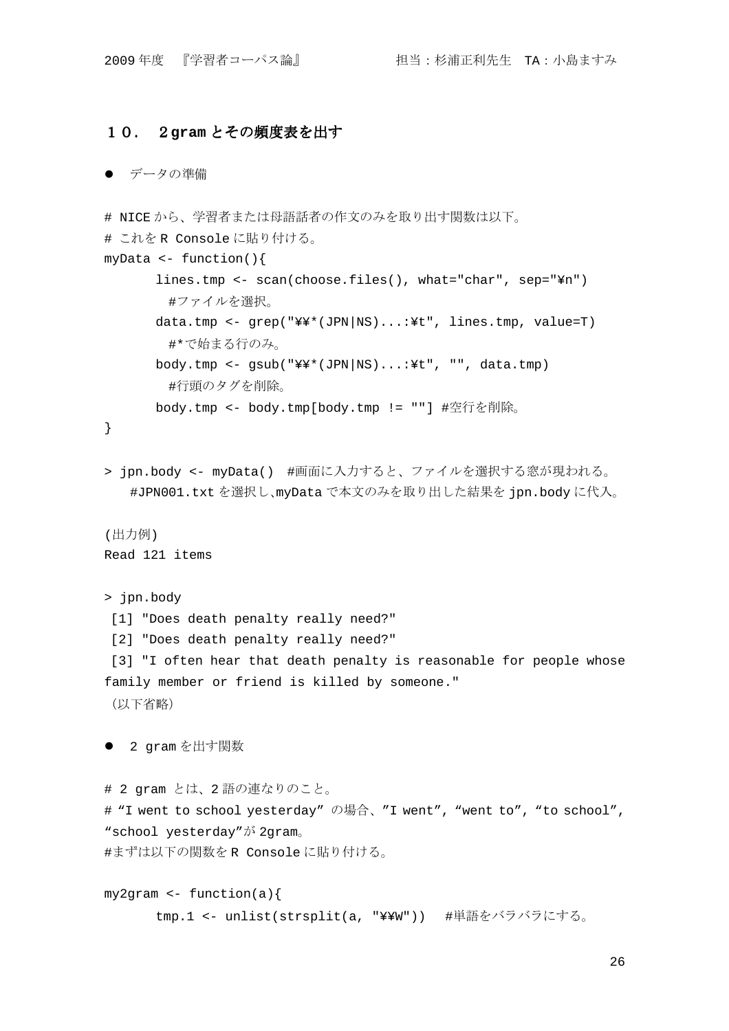## １０． ２gram とその頻度表を出す

- データの準備

```
# NICE から、学習者または母語話者の作文のみを取り出す関数は以下。
# これを R Console に貼り付ける。
myData <- function(){
      lines.tmp <- scan(choose.files(), what="char", sep="¥n")
        #ファイルを選択。
      data.tmp <- grep("¥¥*(JPN|NS)...:¥t", lines.tmp, value=T)
        #*で始まる行のみ。
      body.tmp <- gsub("¥¥*(JPN|NS)...:¥t", "", data.tmp)
        #行頭のタグを削除。
      body.tmp <- body.tmp[body.tmp != ""] #空行を削除。
}
```

```
> jpn.body <- myData()  #画面に入力すると、ファイルを選択する窓が現われる。
    #JPN001.txt を選択し、myData で本文のみを取り出した結果を jpn.body に代入。
```

(出力例)

```
Read 121 items
```

```
> jpn.body
 [1] "Does death penalty really need?"
 [2] "Does death penalty really need?"
 [3] "I often hear that death penalty is reasonable for people whose family member or friend is killed by someone."
（以下省略）
```

- 2 gram を出す関数

```
# 2 gram とは、2 語の連なりのこと。
# “I went to school yesterday” の場合、”I went”, “went to”, “to school”, “school yesterday”が 2gram。
#まずは以下の関数を R Console に貼り付ける。

my2gram <- function(a){
      tmp.1 <- unlist(strsplit(a, "¥¥W"))   #単語をバラバラにする。
```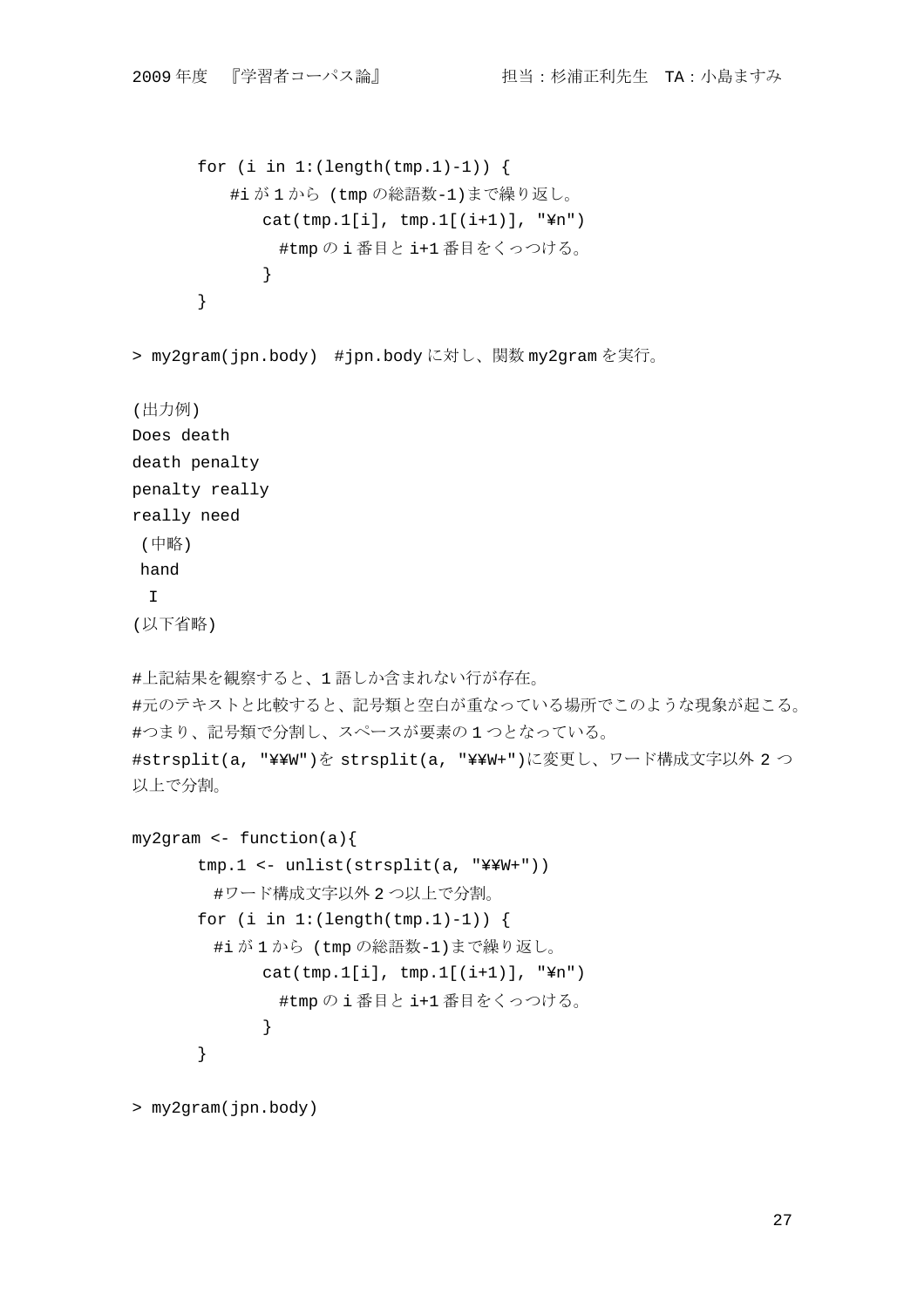```
	for (i in 1:(length(tmp.1)-1)) {
	    #i が 1 から (tmp の総語数-1)まで繰り返し。
	        cat(tmp.1[i], tmp.1[(i+1)], "¥n")
	          #tmp の i 番目と i+1 番目をくっつける。
	        }
	}

> my2gram(jpn.body)  #jpn.body に対し、関数 my2gram を実行。

(出力例)
Does death
death penalty
penalty really
really need
 (中略)
 hand
  I
(以下省略)

#上記結果を観察すると、1 語しか含まれない行が存在。
#元のテキストと比較すると、記号類と空白が重なっている場所でこのような現象が起こる。
#つまり、記号類で分割し、スペースが要素の 1 つとなっている。
#strsplit(a, "¥¥W")を strsplit(a, "¥¥W+")に変更し、ワード構成文字以外 2 つ以上で分割。

my2gram <- function(a){
	tmp.1 <- unlist(strsplit(a, "¥¥W+"))
	  #ワード構成文字以外 2 つ以上で分割。
	for (i in 1:(length(tmp.1)-1)) {
	  #i が 1 から (tmp の総語数-1)まで繰り返し。
	        cat(tmp.1[i], tmp.1[(i+1)], "¥n")
	          #tmp の i 番目と i+1 番目をくっつける。
	        }
	}

> my2gram(jpn.body)
```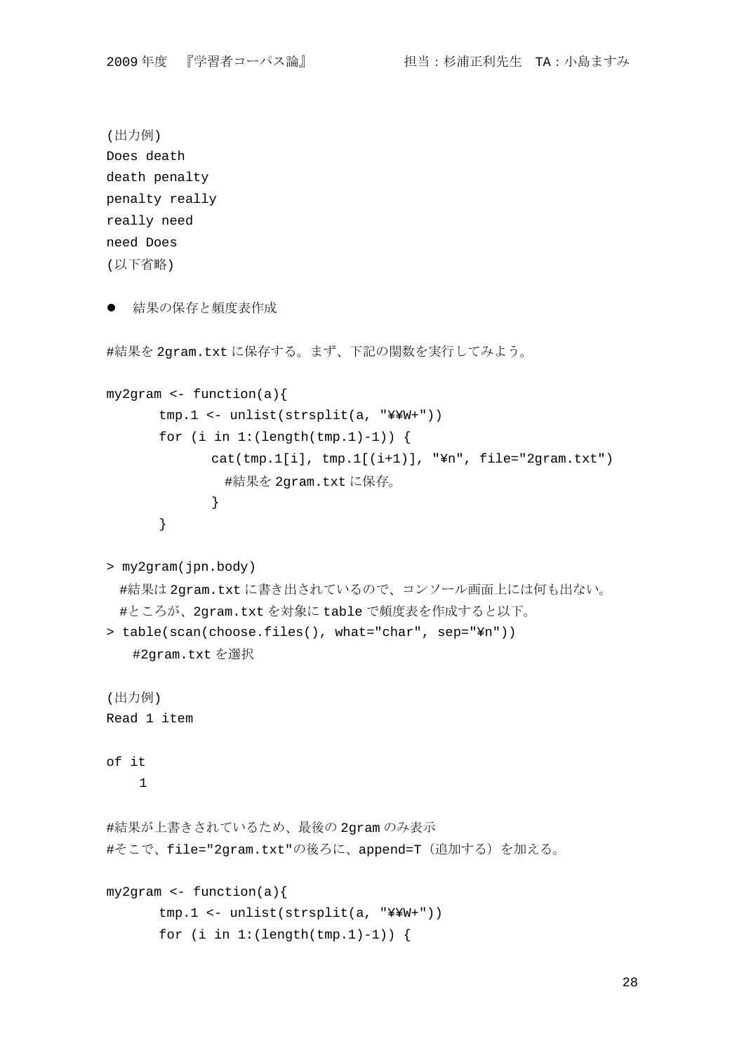(出力例)
Does death
death penalty
penalty really
really need
need Does
(以下省略)

- 結果の保存と頻度表作成

#結果を 2gram.txt に保存する。まず、下記の関数を実行してみよう。

```
my2gram <- function(a){
       tmp.1 <- unlist(strsplit(a, "¥¥W+"))
       for (i in 1:(length(tmp.1)-1)) {
              cat(tmp.1[i], tmp.1[(i+1)], "¥n", file="2gram.txt")
                #結果を 2gram.txt に保存。
              }
       }
```

```
> my2gram(jpn.body)
  #結果は 2gram.txt に書き出されているので、コンソール画面上には何も出ない。
  #ところが、2gram.txt を対象に table で頻度表を作成すると以下。
> table(scan(choose.files(), what="char", sep="¥n"))
    #2gram.txt を選択
```

(出力例)
Read 1 item

of it
    1

#結果が上書きされているため、最後の 2gram のみ表示
#そこで、file="2gram.txt"の後ろに、append=T（追加する）を加える。

```
my2gram <- function(a){
       tmp.1 <- unlist(strsplit(a, "¥¥W+"))
       for (i in 1:(length(tmp.1)-1)) {
```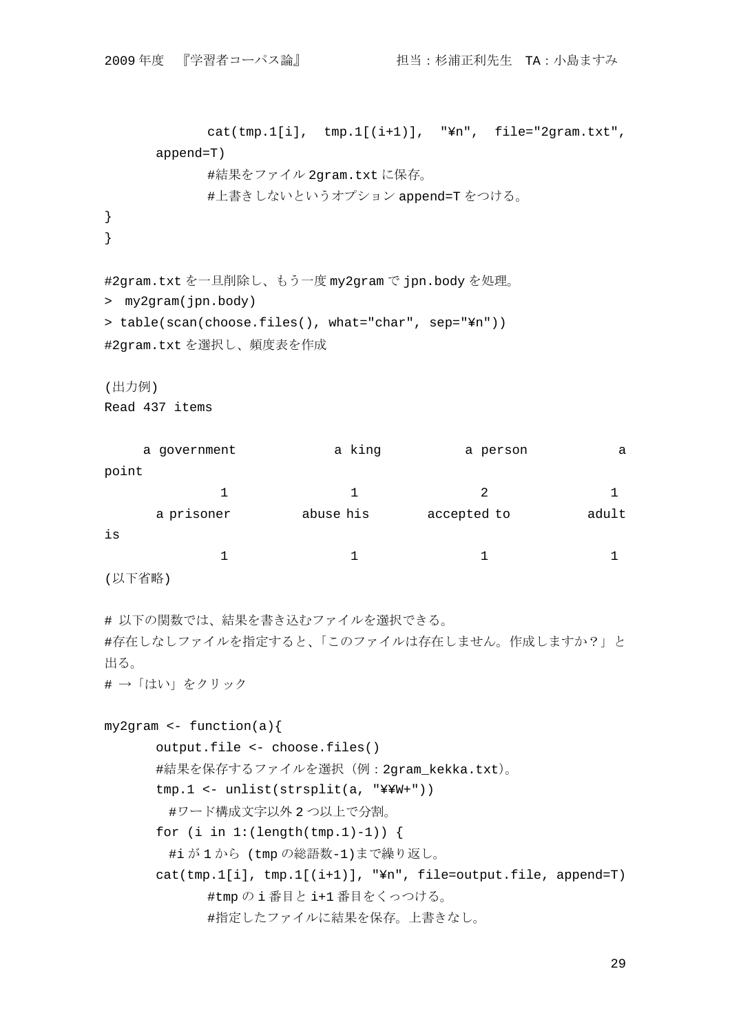```
		cat(tmp.1[i],  tmp.1[(i+1)],  "¥n",  file="2gram.txt",
	append=T)
		#結果をファイル 2gram.txt に保存。
		#上書きしないというオプション append=T をつける。
}
}
```

```
#2gram.txt を一旦削除し、もう一度 my2gram で jpn.body を処理。
>  my2gram(jpn.body)
> table(scan(choose.files(), what="char", sep="¥n"))
#2gram.txt を選択し、頻度表を作成
```

```
(出力例)
Read 437 items

     a government            a king           a person            a
point
               1                  1                  2                  1
      a prisoner          abuse his        accepted to           adult
is
               1                  1                  1                  1
(以下省略)
```

```
# 以下の関数では、結果を書き込むファイルを選択できる。
#存在しなしファイルを指定すると、「このファイルは存在しません。作成しますか？」と出る。
# →「はい」をクリック
```

```
my2gram <- function(a){
	output.file <- choose.files()
	#結果を保存するファイルを選択（例：2gram_kekka.txt)。
	tmp.1 <- unlist(strsplit(a, "¥¥W+"))
	  #ワード構成文字以外 2 つ以上で分割。
	for (i in 1:(length(tmp.1)-1)) {
	  #i が 1 から (tmp の総語数-1)まで繰り返し。
	cat(tmp.1[i], tmp.1[(i+1)], "¥n", file=output.file, append=T)
		#tmp の i 番目と i+1 番目をくっつける。
		#指定したファイルに結果を保存。上書きなし。
```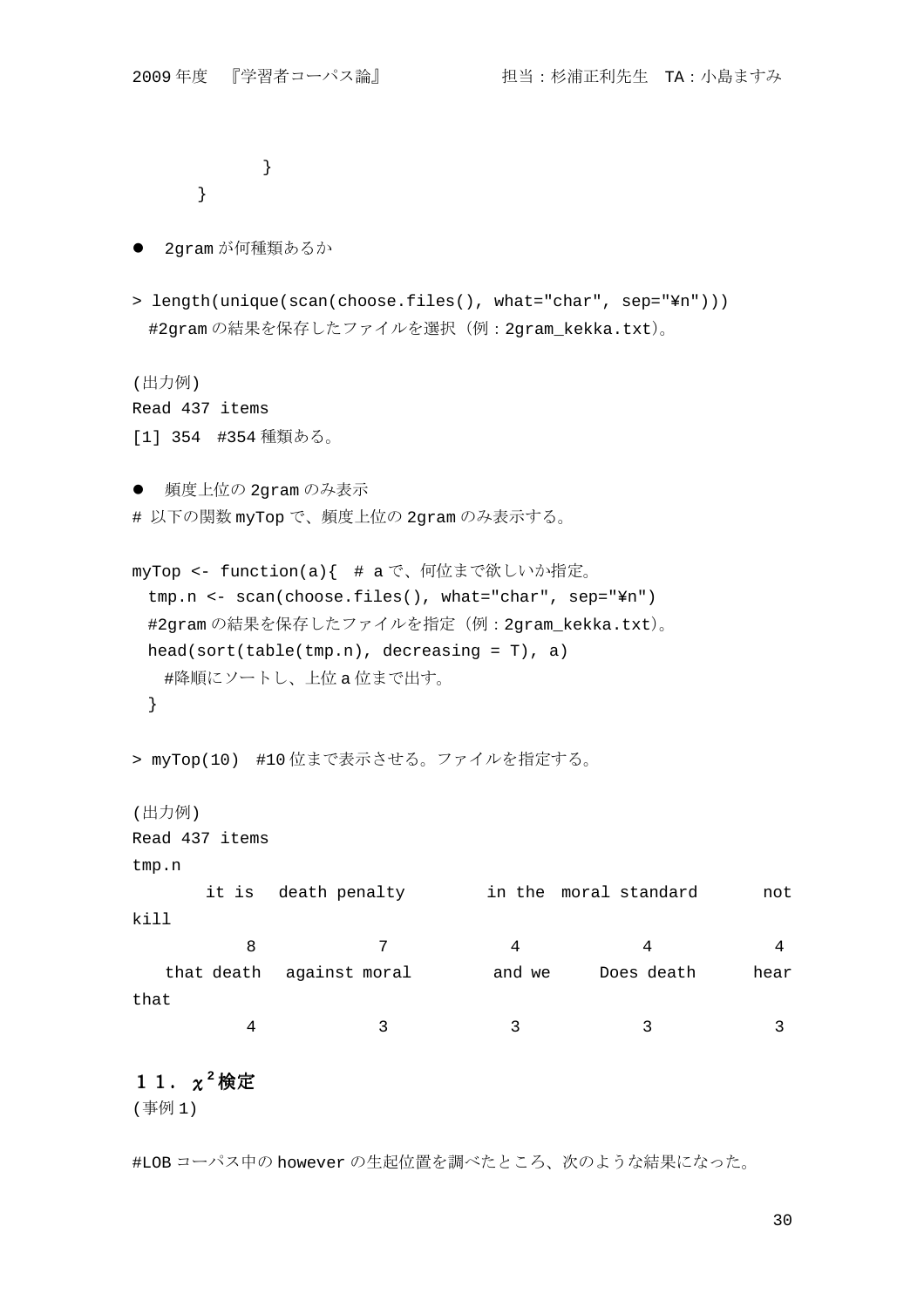```
        }
    }
```

- 2gram が何種類あるか

```
> length(unique(scan(choose.files(), what="char", sep="¥n")))
  #2gram の結果を保存したファイルを選択（例：2gram_kekka.txt）。
```

```
(出力例)
Read 437 items
[1] 354  #354 種類ある。
```

- 頻度上位の 2gram のみ表示

# 以下の関数 myTop で、頻度上位の 2gram のみ表示する。

```
myTop <- function(a){  # a で、何位まで欲しいか指定。
  tmp.n <- scan(choose.files(), what="char", sep="¥n")
  #2gram の結果を保存したファイルを指定（例：2gram_kekka.txt）。
  head(sort(table(tmp.n), decreasing = T), a)
    #降順にソートし、上位 a 位まで出す。
  }
```

```
> myTop(10)  #10 位まで表示させる。ファイルを指定する。
```

```
(出力例)
Read 437 items
tmp.n
      it is   death penalty        in the  moral standard       not
kill
          8               7             4               4         4
   that death   against moral        and we     Does death      hear
that
          4               3             3               3         3
```

## １１．$\chi^2$検定

(事例１)

#LOB コーパス中の however の生起位置を調べたところ、次のような結果になった。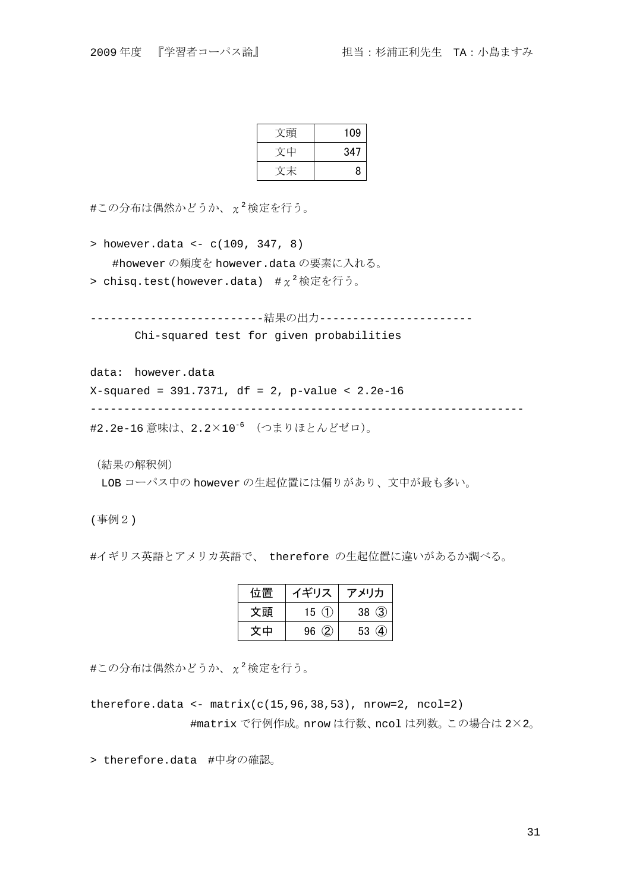| 文頭 | 109 |
|---|---|
| 文中 | 347 |
| 文末 | 8 |

#この分布は偶然かどうか、$\chi^2$検定を行う。

```
> however.data <- c(109, 347, 8)
    #however の頻度を however.data の要素に入れる。
> chisq.test(however.data)  #χ²検定を行う。
```

```
--------------------------結果の出力-----------------------
       Chi-squared test for given probabilities

data:  however.data
X-squared = 391.7371, df = 2, p-value < 2.2e-16
-----------------------------------------------------------------
```

#2.2e-16 意味は、$2.2\times10^{-6}$ （つまりほとんどゼロ）。

（結果の解釈例）

LOB コーパス中の however の生起位置には偏りがあり、文中が最も多い。

(事例２)

#イギリス英語とアメリカ英語で、 therefore の生起位置に違いがあるか調べる。

| 位置 | イギリス | アメリカ |
|---|---|---|
| 文頭 | 15 ① | 38 ③ |
| 文中 | 96 ② | 53 ④ |

#この分布は偶然かどうか、$\chi^2$検定を行う。

```
therefore.data <- matrix(c(15,96,38,53), nrow=2, ncol=2)
                  #matrix で行例作成。nrow は行数、ncol は列数。この場合は 2×2。

> therefore.data  #中身の確認。
```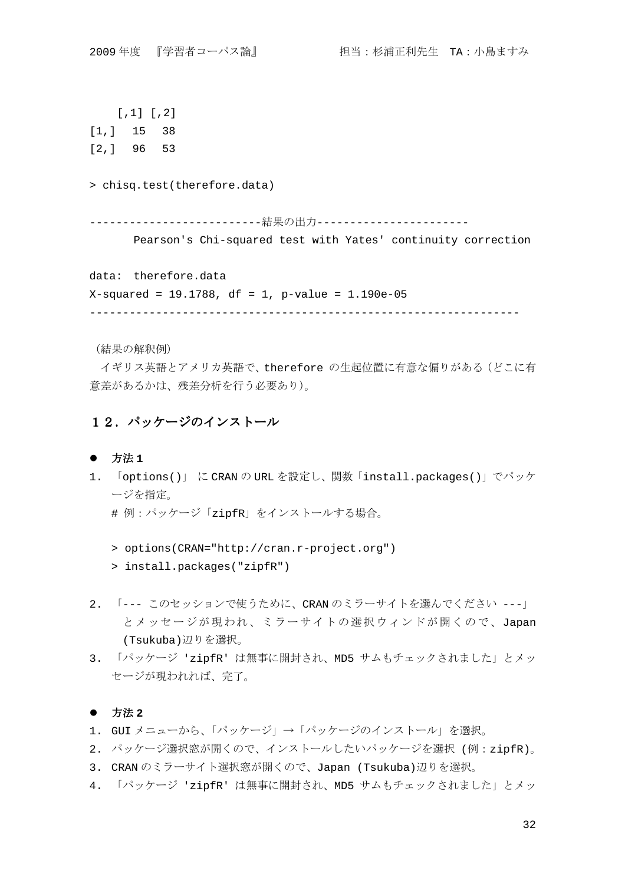```
     [,1] [,2]
[1,]   15   38
[2,]   96   53

> chisq.test(therefore.data)

--------------------------結果の出力-----------------------
       Pearson's Chi-squared test with Yates' continuity correction

data:  therefore.data
X-squared = 19.1788, df = 1, p-value = 1.190e-05
-----------------------------------------------------------------
```

（結果の解釈例）

イギリス英語とアメリカ英語で、therefore の生起位置に有意な偏りがある（どこに有意差があるかは、残差分析を行う必要あり）。

## １２．パッケージのインストール

- **方法１**

1. 「options()」 に CRAN の URL を設定し、関数「install.packages()」でパッケージを指定。

   ＃ 例：パッケージ「zipfR」をインストールする場合。

   ```
   > options(CRAN="http://cran.r-project.org")
   > install.packages("zipfR")
   ```

2. 「--- このセッションで使うために、CRAN のミラーサイトを選んでください ---」とメッセージが現われ、ミラーサイトの選択ウィンドが開くので、Japan (Tsukuba)辺りを選択。
3. 「パッケージ 'zipfR' は無事に開封され、MD5 サムもチェックされました」とメッセージが現われれば、完了。

- **方法２**

1. GUI メニューから、「パッケージ」→「パッケージのインストール」を選択。
2. パッケージ選択窓が開くので、インストールしたいパッケージを選択 (例：zipfR)。
3. CRAN のミラーサイト選択窓が開くので、Japan (Tsukuba)辺りを選択。
4. 「パッケージ 'zipfR' は無事に開封され、MD5 サムもチェックされました」とメッ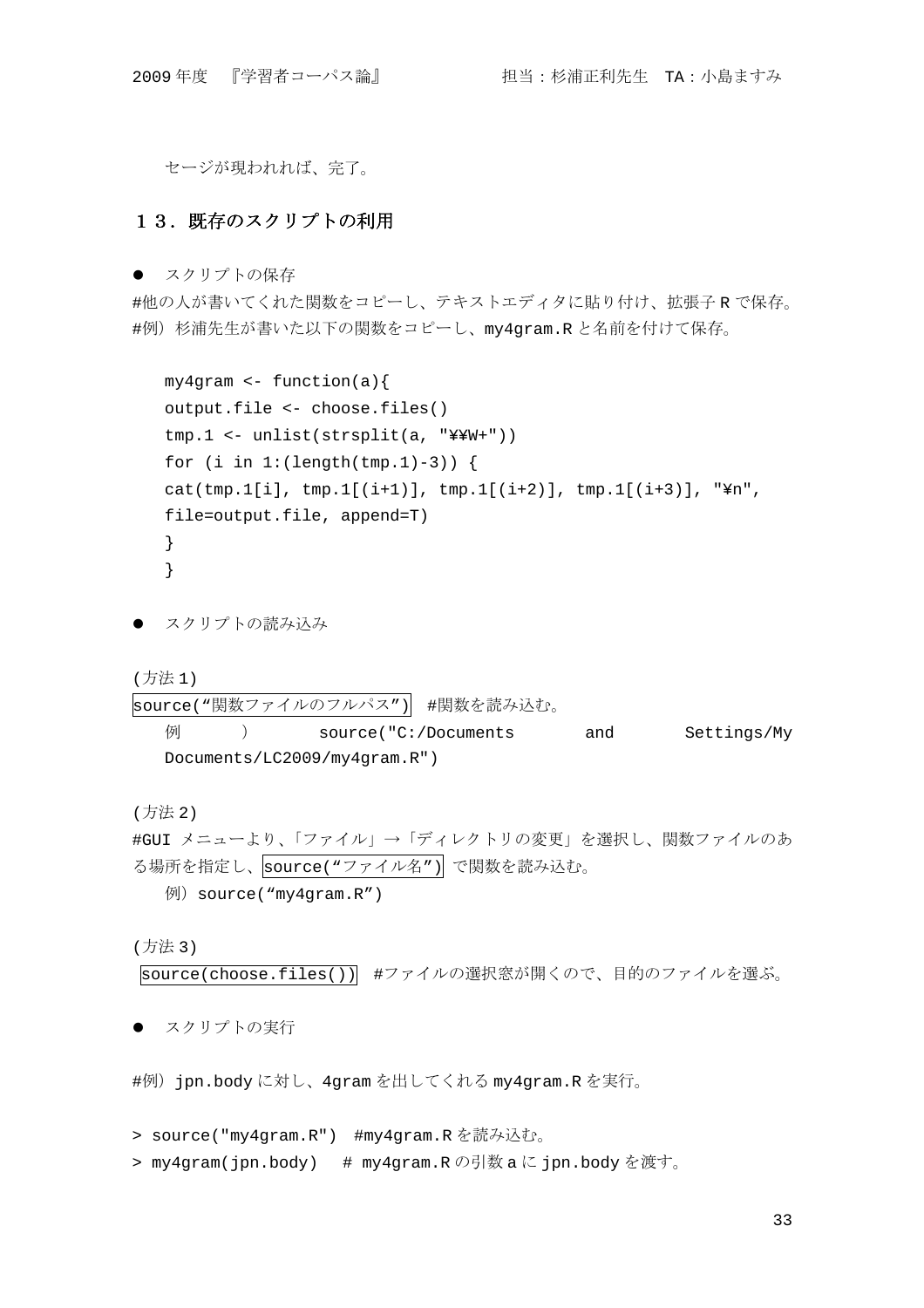セージが現われれば、完了。

## １３．既存のスクリプトの利用

- スクリプトの保存

#他の人が書いてくれた関数をコピーし、テキストエディタに貼り付け、拡張子 R で保存。
#例）杉浦先生が書いた以下の関数をコピーし、my4gram.R と名前を付けて保存。

```
my4gram <- function(a){
output.file <- choose.files()
tmp.1 <- unlist(strsplit(a, "¥¥W+"))
for (i in 1:(length(tmp.1)-3)) {
cat(tmp.1[i], tmp.1[(i+1)], tmp.1[(i+2)], tmp.1[(i+3)], "¥n",
file=output.file, append=T)
}
}
```

- スクリプトの読み込み

(方法１)

`source(“関数ファイルのフルパス”)` #関数を読み込む。

例） source("C:/Documents and Settings/My Documents/LC2009/my4gram.R")

(方法２)

#GUI メニューより、「ファイル」→「ディレクトリの変更」を選択し、関数ファイルのある場所を指定し、`source(“ファイル名”)` で関数を読み込む。

例）source(“my4gram.R”)

(方法３)

`source(choose.files())` #ファイルの選択窓が開くので、目的のファイルを選ぶ。

- スクリプトの実行

#例）jpn.body に対し、4gram を出してくれる my4gram.R を実行。

```
> source("my4gram.R")  #my4gram.R を読み込む。
> my4gram(jpn.body)   # my4gram.R の引数 a に jpn.body を渡す。
```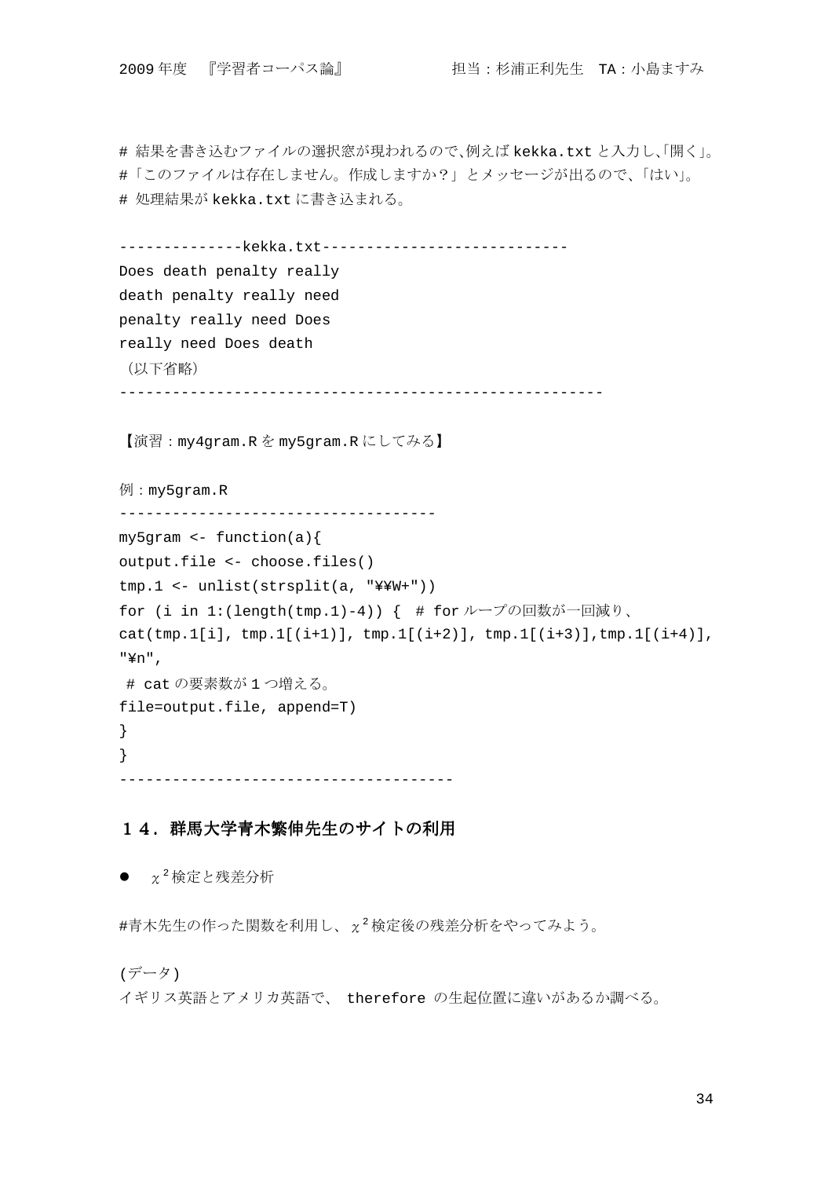```
# 結果を書き込むファイルの選択窓が現われるので､例えば kekka.txt と入力し､｢開く｣。
#「このファイルは存在しません。作成しますか？」とメッセージが出るので、｢はい｣。
# 処理結果が kekka.txt に書き込まれる。
```

```
--------------kekka.txt----------------------------
Does death penalty really
death penalty really need
penalty really need Does
really need Does death
（以下省略）
-------------------------------------------------------
```

【演習：my4gram.R を my5gram.R にしてみる】

例：my5gram.R

```
-----------------------------------
my5gram <- function(a){
output.file <- choose.files()
tmp.1 <- unlist(strsplit(a, "¥¥W+"))
for (i in 1:(length(tmp.1)-4)) {  # for ループの回数が一回減り、
cat(tmp.1[i], tmp.1[(i+1)], tmp.1[(i+2)], tmp.1[(i+3)],tmp.1[(i+4)],
"¥n",
 # cat の要素数が 1 つ増える。
file=output.file, append=T)
}
}
-------------------------------------
```

## １４．群馬大学青木繁伸先生のサイトの利用

- $\chi^2$ 検定と残差分析

#青木先生の作った関数を利用し、$\chi^2$ 検定後の残差分析をやってみよう。

(データ)
イギリス英語とアメリカ英語で、 therefore の生起位置に違いがあるか調べる。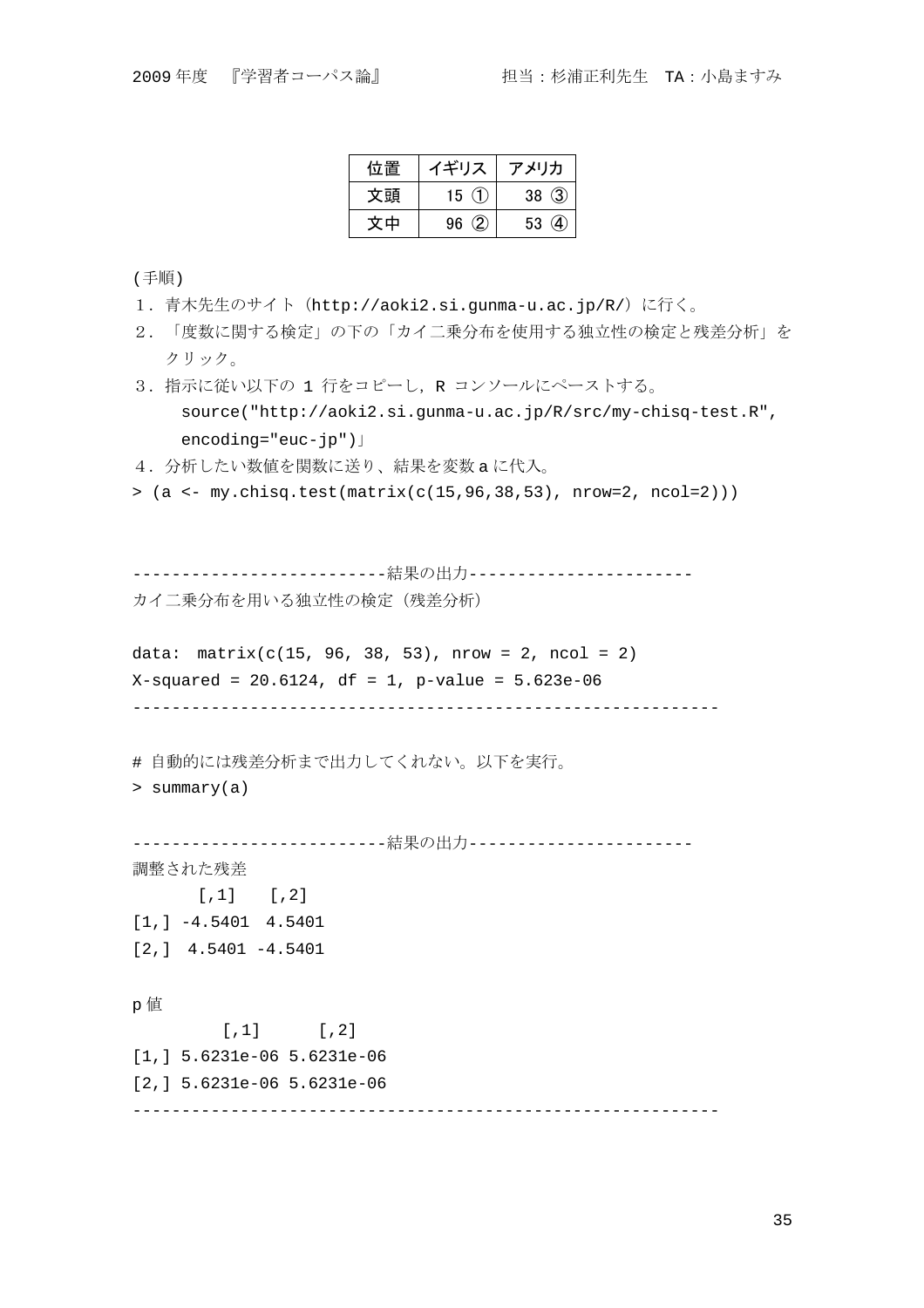| 位置 | イギリス | アメリカ |
|---|---|---|
| 文頭 | 15 ① | 38 ③ |
| 文中 | 96 ② | 53 ④ |

(手順)

1．青木先生のサイト（http://aoki2.si.gunma-u.ac.jp/R/）に行く。
2．「度数に関する検定」の下の「カイ二乗分布を使用する独立性の検定と残差分析」をクリック。
3．指示に従い以下の 1 行をコピーし，R コンソールにペーストする。

```
source("http://aoki2.si.gunma-u.ac.jp/R/src/my-chisq-test.R", encoding="euc-jp")」
```

4．分析したい数値を関数に送り、結果を変数 a に代入。

```
> (a <- my.chisq.test(matrix(c(15,96,38,53), nrow=2, ncol=2)))
```

```
--------------------------結果の出力-----------------------
カイ二乗分布を用いる独立性の検定（残差分析）

data:  matrix(c(15, 96, 38, 53), nrow = 2, ncol = 2)
X-squared = 20.6124, df = 1, p-value = 5.623e-06
------------------------------------------------------------
```

```
# 自動的には残差分析まで出力してくれない。以下を実行。
> summary(a)
```

```
--------------------------結果の出力-----------------------
調整された残差
        [,1]    [,2]
[1,] -4.5401  4.5401
[2,]  4.5401 -4.5401

p 値
          [,1]       [,2]
[1,] 5.6231e-06 5.6231e-06
[2,] 5.6231e-06 5.6231e-06
------------------------------------------------------------
```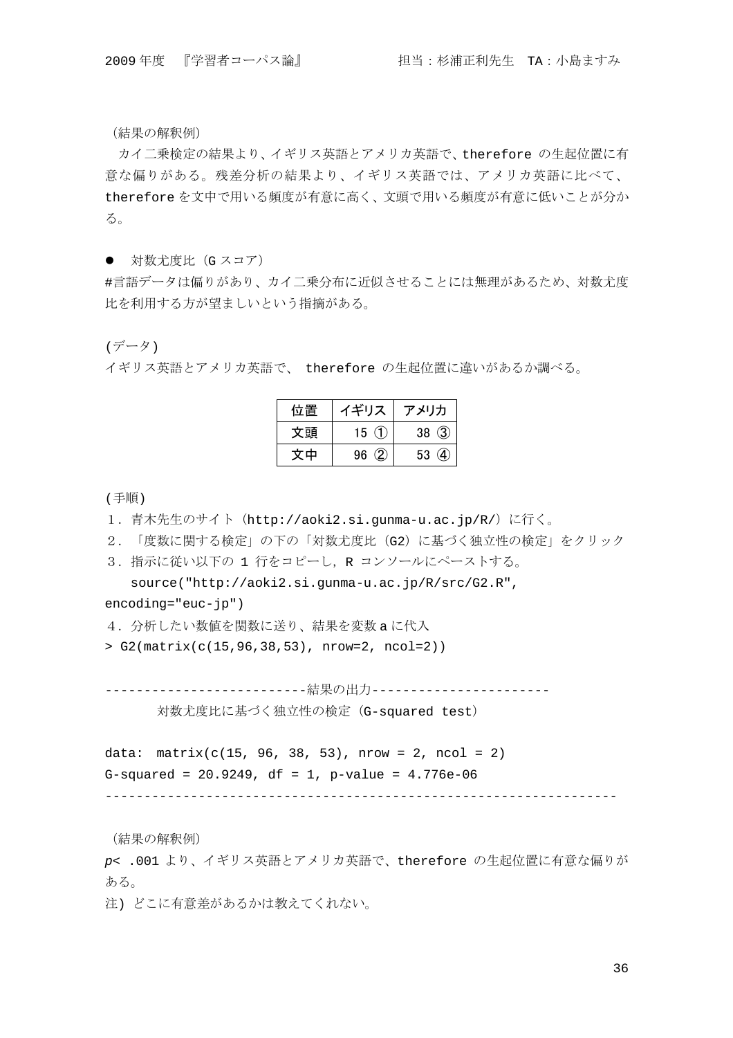（結果の解釈例）

カイ二乗検定の結果より、イギリス英語とアメリカ英語で、therefore の生起位置に有意な偏りがある。残差分析の結果より、イギリス英語では、アメリカ英語に比べて、therefore を文中で用いる頻度が有意に高く、文頭で用いる頻度が有意に低いことが分かる。

- 対数尤度比（G スコア）

#言語データは偏りがあり、カイ二乗分布に近似させることには無理があるため、対数尤度比を利用する方が望ましいという指摘がある。

(データ)

イギリス英語とアメリカ英語で、 therefore の生起位置に違いがあるか調べる。

| 位置 | イギリス | アメリカ |
|---|---|---|
| 文頭 | 15 ① | 38 ③ |
| 文中 | 96 ② | 53 ④ |

(手順)

1．青木先生のサイト（http://aoki2.si.gunma-u.ac.jp/R/）に行く。
2．「度数に関する検定」の下の「対数尤度比（G2）に基づく独立性の検定」をクリック
3．指示に従い以下の 1 行をコピーし，R コンソールにペーストする。

```
source("http://aoki2.si.gunma-u.ac.jp/R/src/G2.R",
encoding="euc-jp")
```

4．分析したい数値を関数に送り、結果を変数 a に代入

```
> G2(matrix(c(15,96,38,53), nrow=2, ncol=2))
```

```
--------------------------結果の出力-----------------------
        対数尤度比に基づく独立性の検定（G-squared test）

data:  matrix(c(15, 96, 38, 53), nrow = 2, ncol = 2)
G-squared = 20.9249, df = 1, p-value = 4.776e-06
------------------------------------------------------------------
```

（結果の解釈例）

$p$< .001 より、イギリス英語とアメリカ英語で、therefore の生起位置に有意な偏りがある。

注) どこに有意差があるかは教えてくれない。